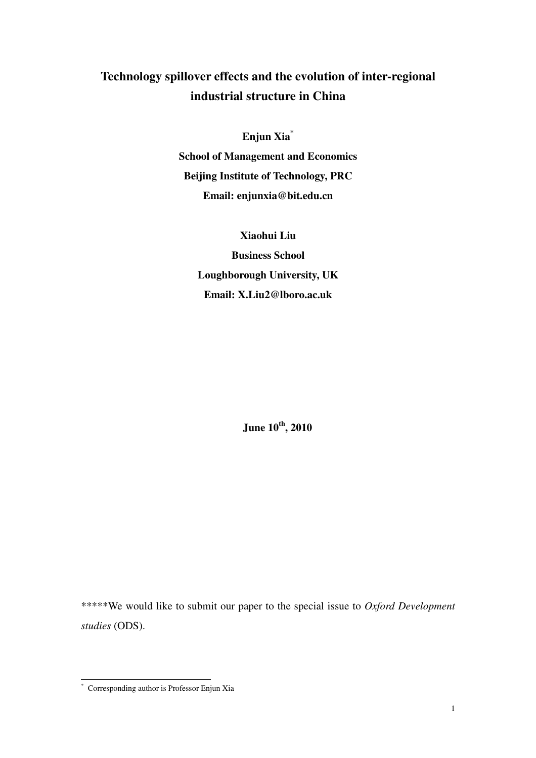# Technology spillover effects and the evolution of inter-regional industrial structure in China

**Enjun Xia***

**School of Management and Economics**

**Beijing Institute of Technology, PRC**

**Email: enjunxia@bit.edu.cn**

**Xiaohui Liu**

**Business School**

**Loughborough University, UK**

**Email: X.Liu2@lboro.ac.uk**

**June 10th, 2010**

*****We would like to submit our paper to the special issue to *Oxford Development studies* (ODS).

---

\* Corresponding author is Professor Enjun Xia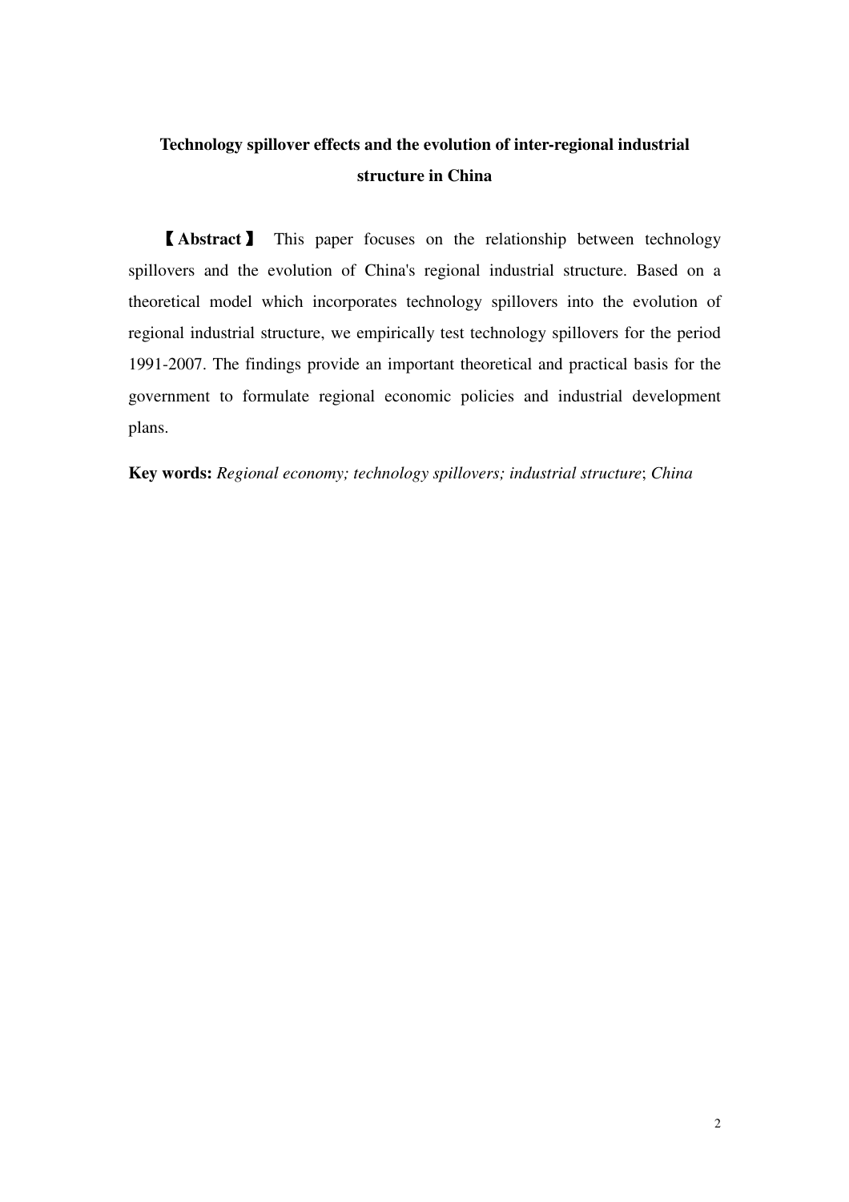# Technology spillover effects and the evolution of inter-regional industrial structure in China

【Abstract】 This paper focuses on the relationship between technology spillovers and the evolution of China's regional industrial structure. Based on a theoretical model which incorporates technology spillovers into the evolution of regional industrial structure, we empirically test technology spillovers for the period 1991-2007. The findings provide an important theoretical and practical basis for the government to formulate regional economic policies and industrial development plans.

**Key words:** *Regional economy; technology spillovers; industrial structure*; *China*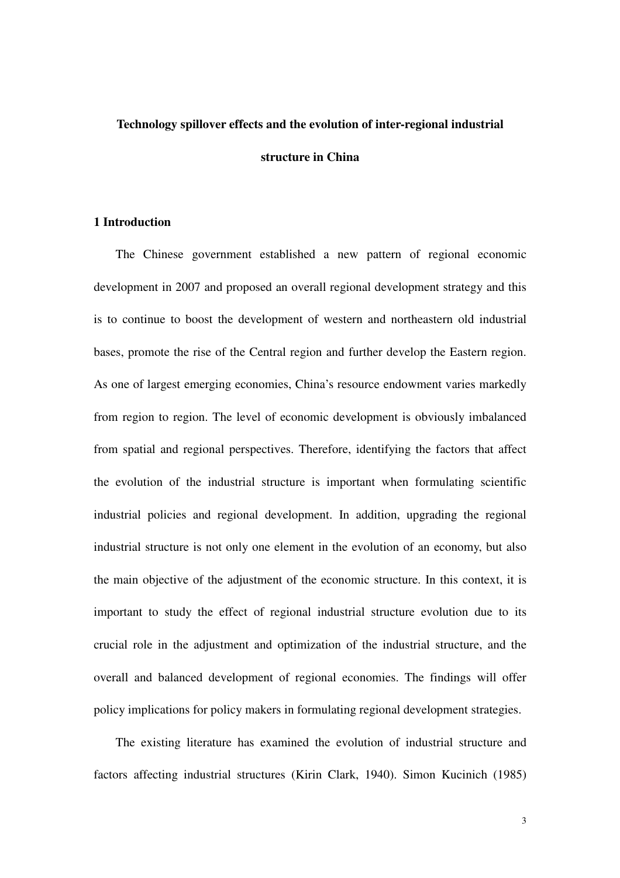**Technology spillover effects and the evolution of inter-regional industrial structure in China**

## 1 Introduction

The Chinese government established a new pattern of regional economic development in 2007 and proposed an overall regional development strategy and this is to continue to boost the development of western and northeastern old industrial bases, promote the rise of the Central region and further develop the Eastern region. As one of largest emerging economies, China's resource endowment varies markedly from region to region. The level of economic development is obviously imbalanced from spatial and regional perspectives. Therefore, identifying the factors that affect the evolution of the industrial structure is important when formulating scientific industrial policies and regional development. In addition, upgrading the regional industrial structure is not only one element in the evolution of an economy, but also the main objective of the adjustment of the economic structure. In this context, it is important to study the effect of regional industrial structure evolution due to its crucial role in the adjustment and optimization of the industrial structure, and the overall and balanced development of regional economies. The findings will offer policy implications for policy makers in formulating regional development strategies.

The existing literature has examined the evolution of industrial structure and factors affecting industrial structures (Kirin Clark, 1940). Simon Kucinich (1985)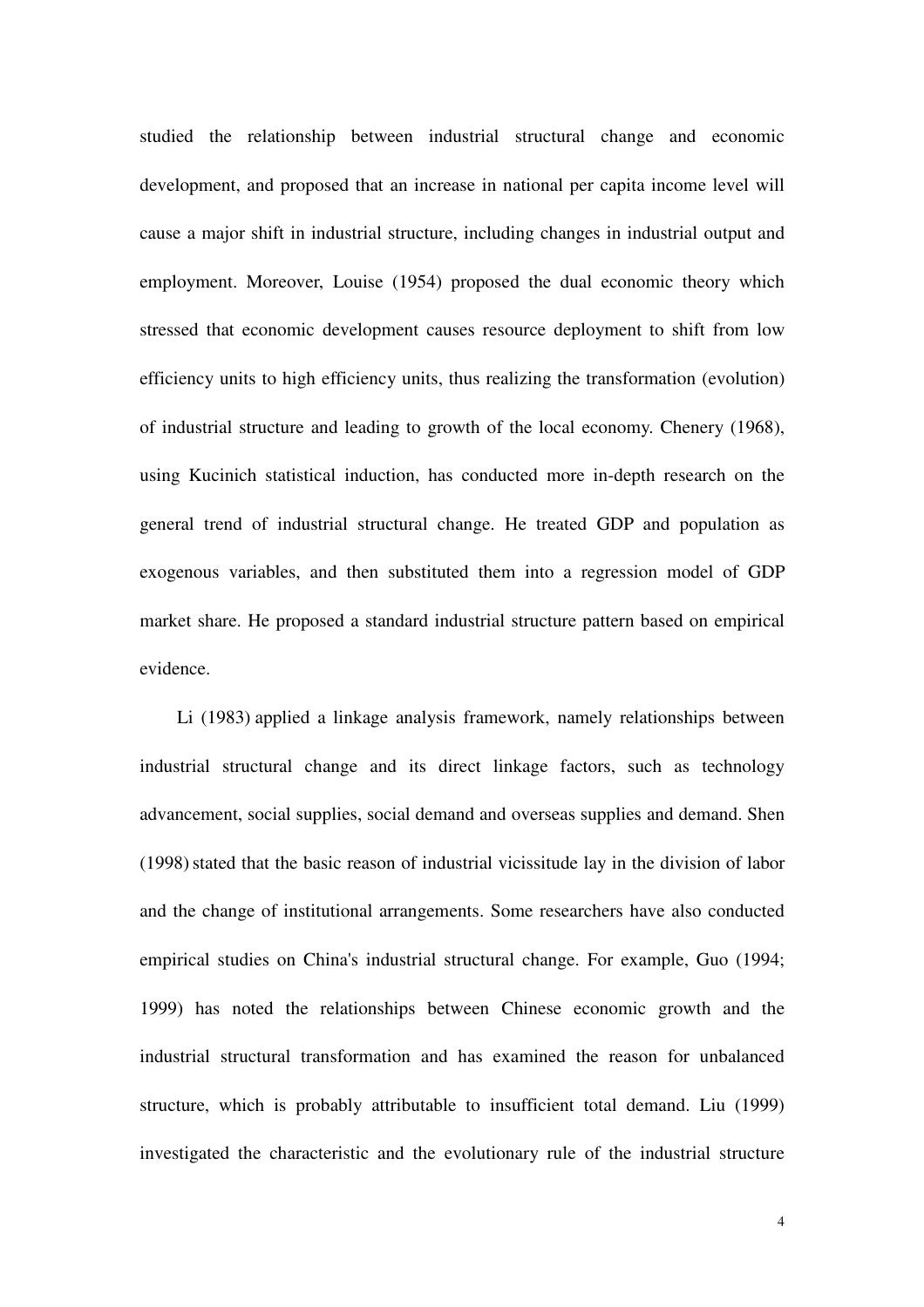studied the relationship between industrial structural change and economic development, and proposed that an increase in national per capita income level will cause a major shift in industrial structure, including changes in industrial output and employment. Moreover, Louise (1954) proposed the dual economic theory which stressed that economic development causes resource deployment to shift from low efficiency units to high efficiency units, thus realizing the transformation (evolution) of industrial structure and leading to growth of the local economy. Chenery (1968), using Kucinich statistical induction, has conducted more in-depth research on the general trend of industrial structural change. He treated GDP and population as exogenous variables, and then substituted them into a regression model of GDP market share. He proposed a standard industrial structure pattern based on empirical evidence.

Li (1983) applied a linkage analysis framework, namely relationships between industrial structural change and its direct linkage factors, such as technology advancement, social supplies, social demand and overseas supplies and demand. Shen (1998) stated that the basic reason of industrial vicissitude lay in the division of labor and the change of institutional arrangements. Some researchers have also conducted empirical studies on China's industrial structural change. For example, Guo (1994; 1999) has noted the relationships between Chinese economic growth and the industrial structural transformation and has examined the reason for unbalanced structure, which is probably attributable to insufficient total demand. Liu (1999) investigated the characteristic and the evolutionary rule of the industrial structure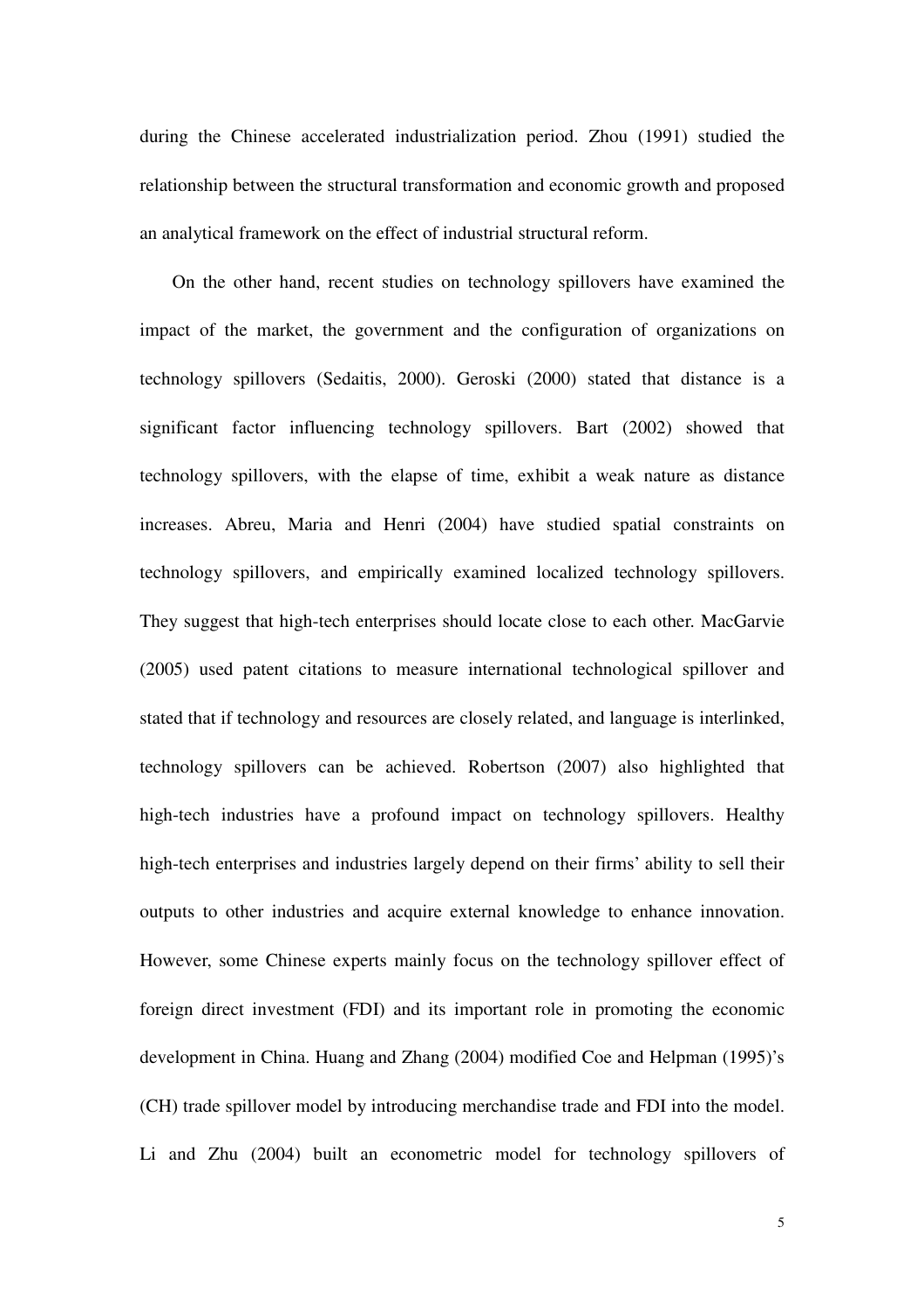during the Chinese accelerated industrialization period. Zhou (1991) studied the relationship between the structural transformation and economic growth and proposed an analytical framework on the effect of industrial structural reform.

On the other hand, recent studies on technology spillovers have examined the impact of the market, the government and the configuration of organizations on technology spillovers (Sedaitis, 2000). Geroski (2000) stated that distance is a significant factor influencing technology spillovers. Bart (2002) showed that technology spillovers, with the elapse of time, exhibit a weak nature as distance increases. Abreu, Maria and Henri (2004) have studied spatial constraints on technology spillovers, and empirically examined localized technology spillovers. They suggest that high-tech enterprises should locate close to each other. MacGarvie (2005) used patent citations to measure international technological spillover and stated that if technology and resources are closely related, and language is interlinked, technology spillovers can be achieved. Robertson (2007) also highlighted that high-tech industries have a profound impact on technology spillovers. Healthy high-tech enterprises and industries largely depend on their firms' ability to sell their outputs to other industries and acquire external knowledge to enhance innovation. However, some Chinese experts mainly focus on the technology spillover effect of foreign direct investment (FDI) and its important role in promoting the economic development in China. Huang and Zhang (2004) modified Coe and Helpman (1995)'s (CH) trade spillover model by introducing merchandise trade and FDI into the model. Li and Zhu (2004) built an econometric model for technology spillovers of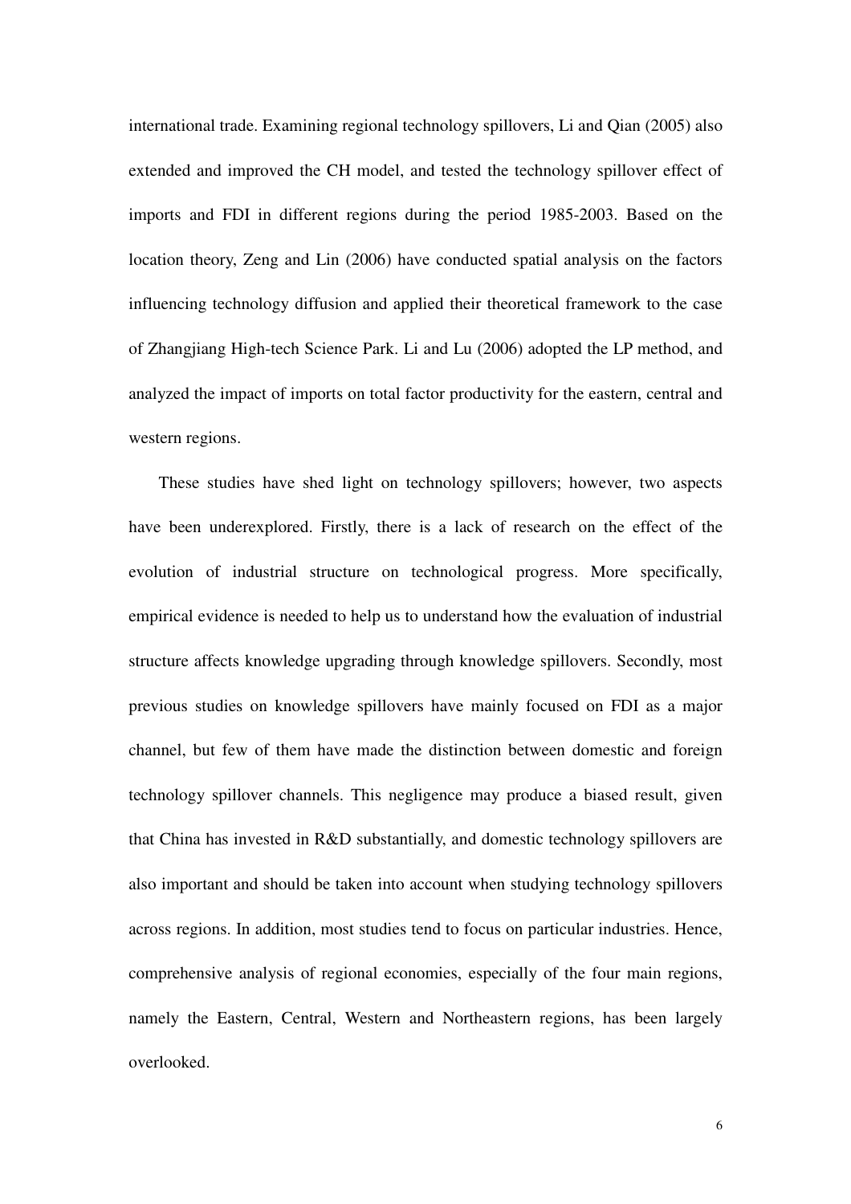international trade. Examining regional technology spillovers, Li and Qian (2005) also extended and improved the CH model, and tested the technology spillover effect of imports and FDI in different regions during the period 1985-2003. Based on the location theory, Zeng and Lin (2006) have conducted spatial analysis on the factors influencing technology diffusion and applied their theoretical framework to the case of Zhangjiang High-tech Science Park. Li and Lu (2006) adopted the LP method, and analyzed the impact of imports on total factor productivity for the eastern, central and western regions.

These studies have shed light on technology spillovers; however, two aspects have been underexplored. Firstly, there is a lack of research on the effect of the evolution of industrial structure on technological progress. More specifically, empirical evidence is needed to help us to understand how the evaluation of industrial structure affects knowledge upgrading through knowledge spillovers. Secondly, most previous studies on knowledge spillovers have mainly focused on FDI as a major channel, but few of them have made the distinction between domestic and foreign technology spillover channels. This negligence may produce a biased result, given that China has invested in R&D substantially, and domestic technology spillovers are also important and should be taken into account when studying technology spillovers across regions. In addition, most studies tend to focus on particular industries. Hence, comprehensive analysis of regional economies, especially of the four main regions, namely the Eastern, Central, Western and Northeastern regions, has been largely overlooked.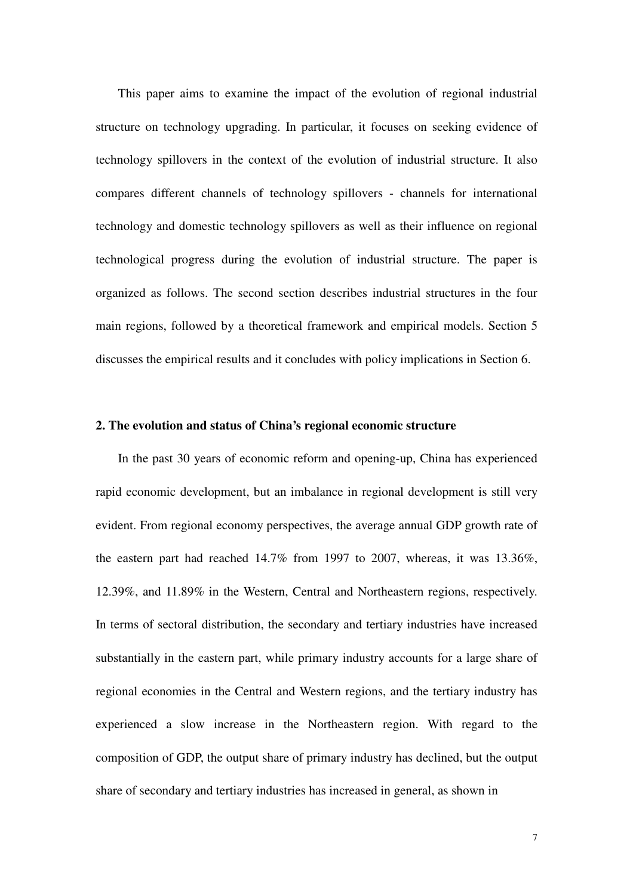This paper aims to examine the impact of the evolution of regional industrial structure on technology upgrading. In particular, it focuses on seeking evidence of technology spillovers in the context of the evolution of industrial structure. It also compares different channels of technology spillovers - channels for international technology and domestic technology spillovers as well as their influence on regional technological progress during the evolution of industrial structure. The paper is organized as follows. The second section describes industrial structures in the four main regions, followed by a theoretical framework and empirical models. Section 5 discusses the empirical results and it concludes with policy implications in Section 6.

## 2. The evolution and status of China's regional economic structure

In the past 30 years of economic reform and opening-up, China has experienced rapid economic development, but an imbalance in regional development is still very evident. From regional economy perspectives, the average annual GDP growth rate of the eastern part had reached 14.7% from 1997 to 2007, whereas, it was 13.36%, 12.39%, and 11.89% in the Western, Central and Northeastern regions, respectively. In terms of sectoral distribution, the secondary and tertiary industries have increased substantially in the eastern part, while primary industry accounts for a large share of regional economies in the Central and Western regions, and the tertiary industry has experienced a slow increase in the Northeastern region. With regard to the composition of GDP, the output share of primary industry has declined, but the output share of secondary and tertiary industries has increased in general, as shown in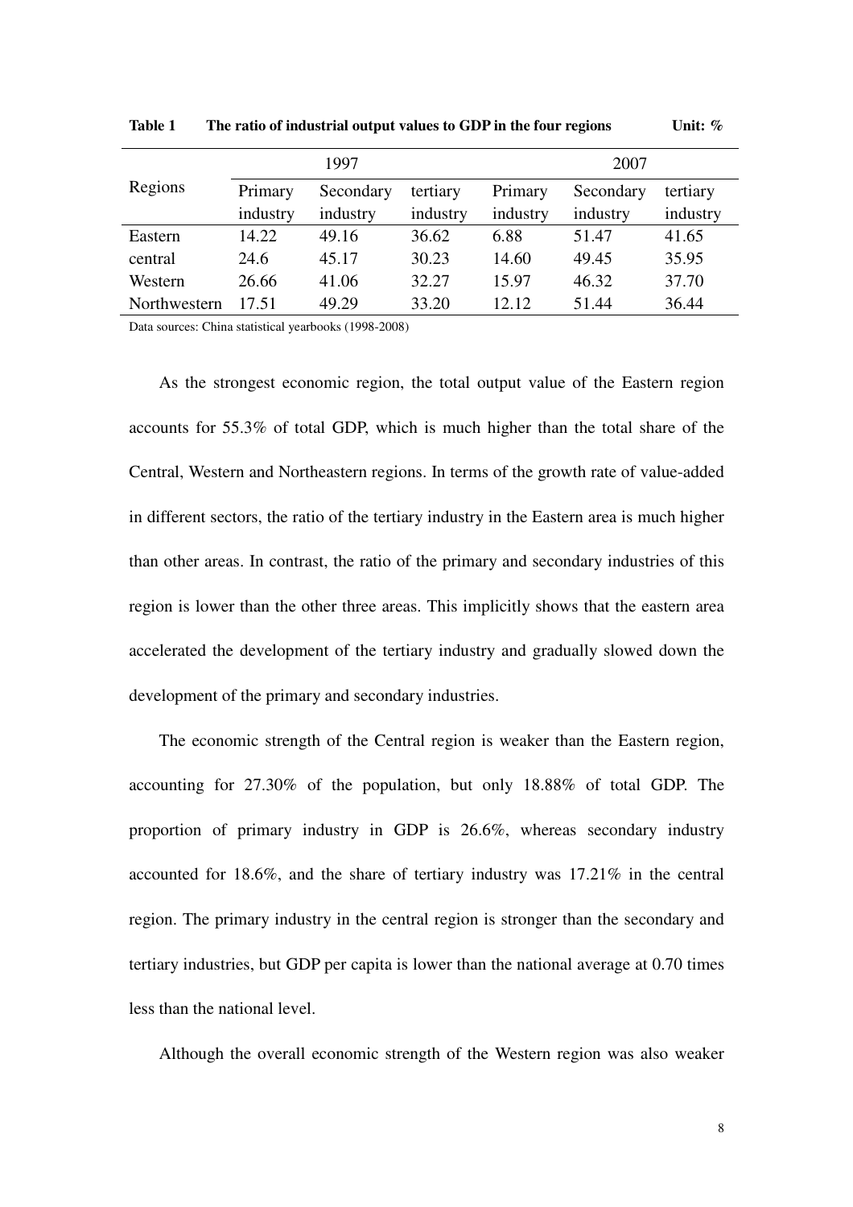**Table 1 The ratio of industrial output values to GDP in the four regions Unit: %**

| Regions | 1997 | | | 2007 | | |
|---|---|---|---|---|---|---|
| | Primary industry | Secondary industry | tertiary industry | Primary industry | Secondary industry | tertiary industry |
| Eastern | 14.22 | 49.16 | 36.62 | 6.88 | 51.47 | 41.65 |
| central | 24.6 | 45.17 | 30.23 | 14.60 | 49.45 | 35.95 |
| Western | 26.66 | 41.06 | 32.27 | 15.97 | 46.32 | 37.70 |
| Northwestern | 17.51 | 49.29 | 33.20 | 12.12 | 51.44 | 36.44 |

Data sources: China statistical yearbooks (1998-2008)

As the strongest economic region, the total output value of the Eastern region accounts for 55.3% of total GDP, which is much higher than the total share of the Central, Western and Northeastern regions. In terms of the growth rate of value-added in different sectors, the ratio of the tertiary industry in the Eastern area is much higher than other areas. In contrast, the ratio of the primary and secondary industries of this region is lower than the other three areas. This implicitly shows that the eastern area accelerated the development of the tertiary industry and gradually slowed down the development of the primary and secondary industries.

The economic strength of the Central region is weaker than the Eastern region, accounting for 27.30% of the population, but only 18.88% of total GDP. The proportion of primary industry in GDP is 26.6%, whereas secondary industry accounted for 18.6%, and the share of tertiary industry was 17.21% in the central region. The primary industry in the central region is stronger than the secondary and tertiary industries, but GDP per capita is lower than the national average at 0.70 times less than the national level.

Although the overall economic strength of the Western region was also weaker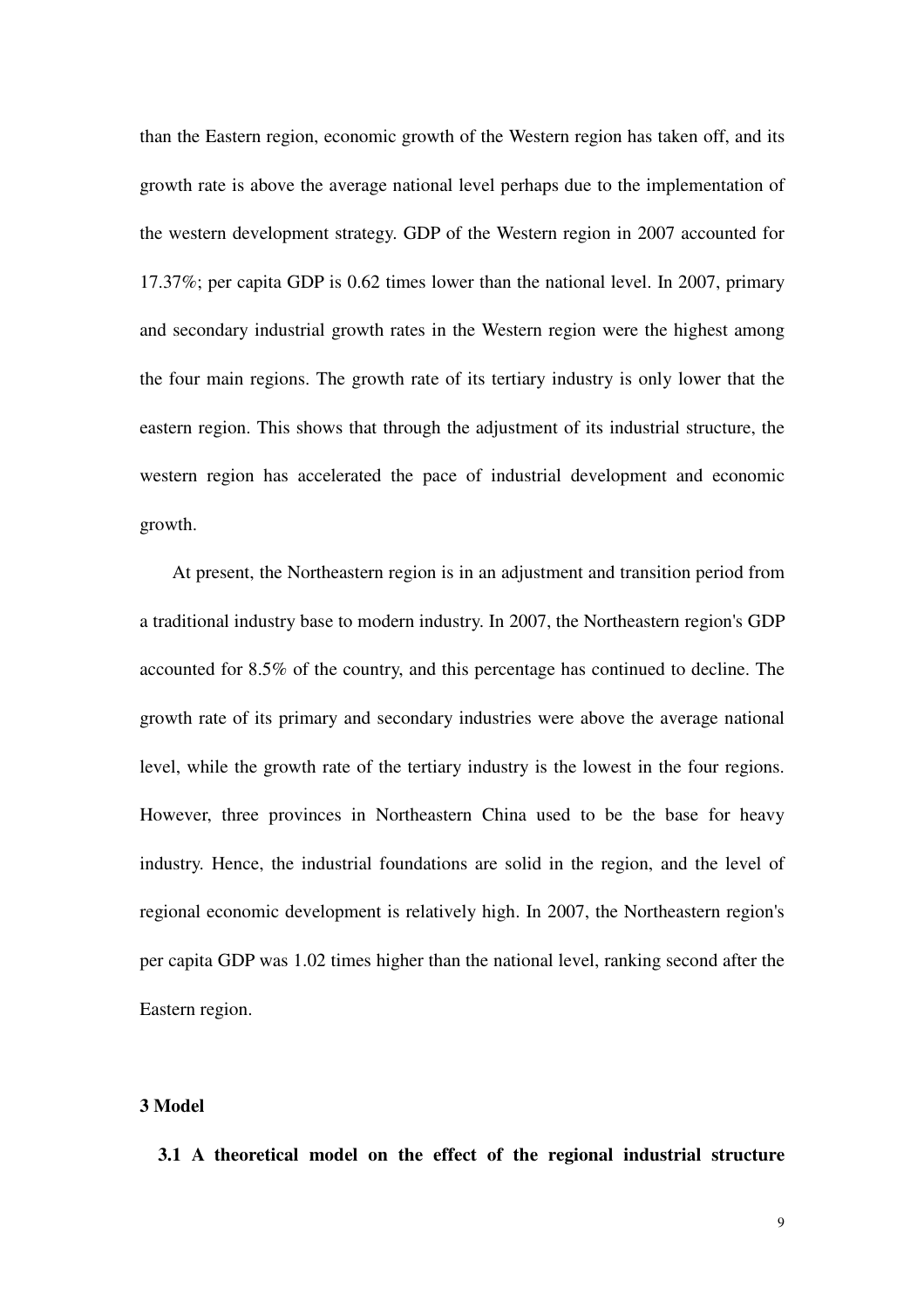than the Eastern region, economic growth of the Western region has taken off, and its growth rate is above the average national level perhaps due to the implementation of the western development strategy. GDP of the Western region in 2007 accounted for 17.37%; per capita GDP is 0.62 times lower than the national level. In 2007, primary and secondary industrial growth rates in the Western region were the highest among the four main regions. The growth rate of its tertiary industry is only lower that the eastern region. This shows that through the adjustment of its industrial structure, the western region has accelerated the pace of industrial development and economic growth.

At present, the Northeastern region is in an adjustment and transition period from a traditional industry base to modern industry. In 2007, the Northeastern region's GDP accounted for 8.5% of the country, and this percentage has continued to decline. The growth rate of its primary and secondary industries were above the average national level, while the growth rate of the tertiary industry is the lowest in the four regions. However, three provinces in Northeastern China used to be the base for heavy industry. Hence, the industrial foundations are solid in the region, and the level of regional economic development is relatively high. In 2007, the Northeastern region's per capita GDP was 1.02 times higher than the national level, ranking second after the Eastern region.

## 3 Model

### 3.1 A theoretical model on the effect of the regional industrial structure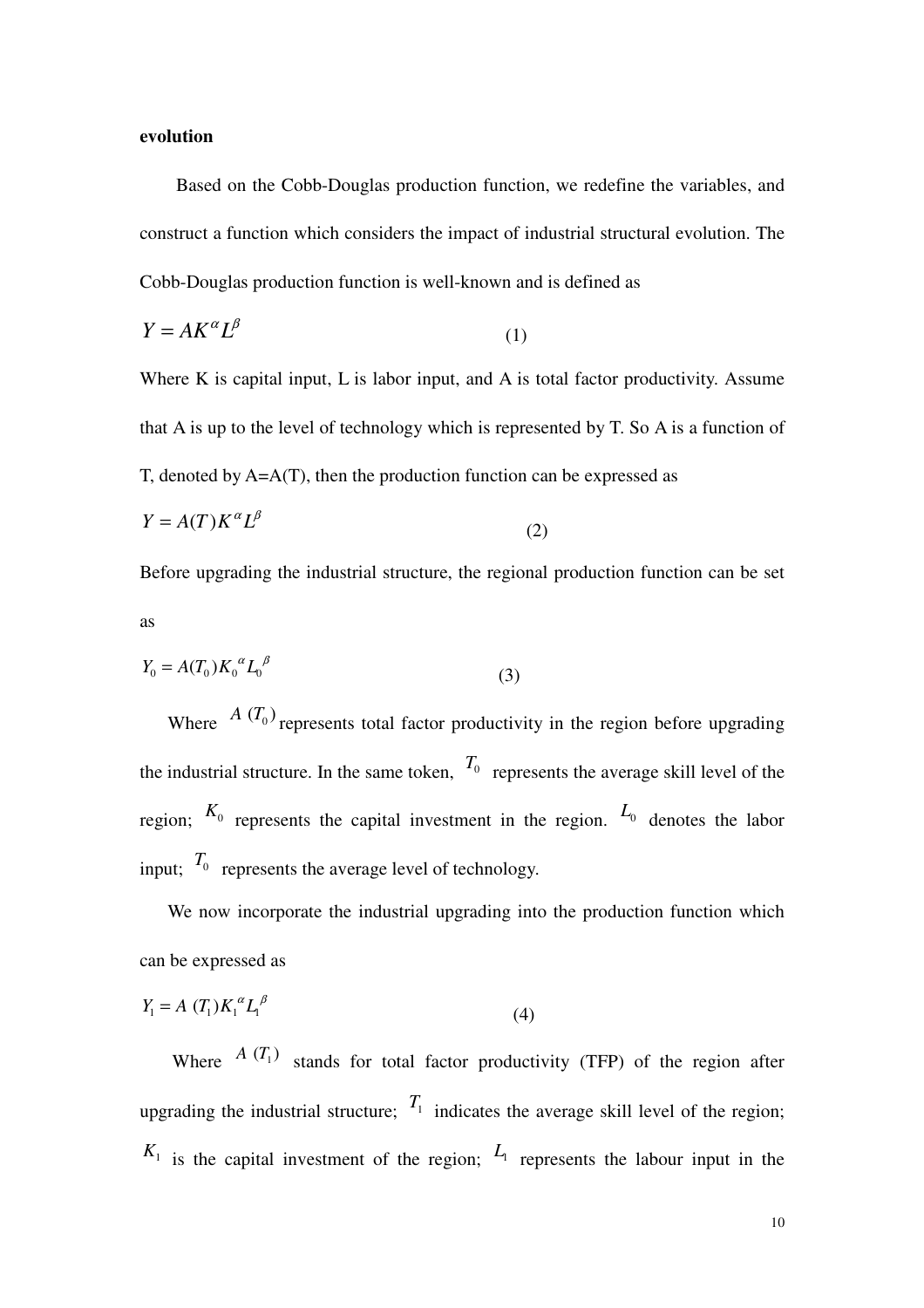**evolution**

Based on the Cobb-Douglas production function, we redefine the variables, and construct a function which considers the impact of industrial structural evolution. The Cobb-Douglas production function is well-known and is defined as

$$Y = AK^{\alpha}L^{\beta} \tag{1}$$

Where K is capital input, L is labor input, and A is total factor productivity. Assume that A is up to the level of technology which is represented by T. So A is a function of T, denoted by A=A(T), then the production function can be expressed as

$$Y = A(T)K^{\alpha}L^{\beta} \tag{2}$$

Before upgrading the industrial structure, the regional production function can be set as

$$Y_0 = A(T_0)K_0^{\ \alpha}L_0^{\ \beta} \tag{3}$$

Where $A\ (T_0)$ represents total factor productivity in the region before upgrading the industrial structure. In the same token, $T_0$ represents the average skill level of the region; $K_0$ represents the capital investment in the region. $L_0$ denotes the labor input; $T_0$ represents the average level of technology.

We now incorporate the industrial upgrading into the production function which can be expressed as

$$Y_1 = A\ (T_1)K_1^{\ \alpha}L_1^{\ \beta} \tag{4}$$

Where $A\ (T_1)$ stands for total factor productivity (TFP) of the region after upgrading the industrial structure; $T_1$ indicates the average skill level of the region; $K_1$ is the capital investment of the region; $L_1$ represents the labour input in the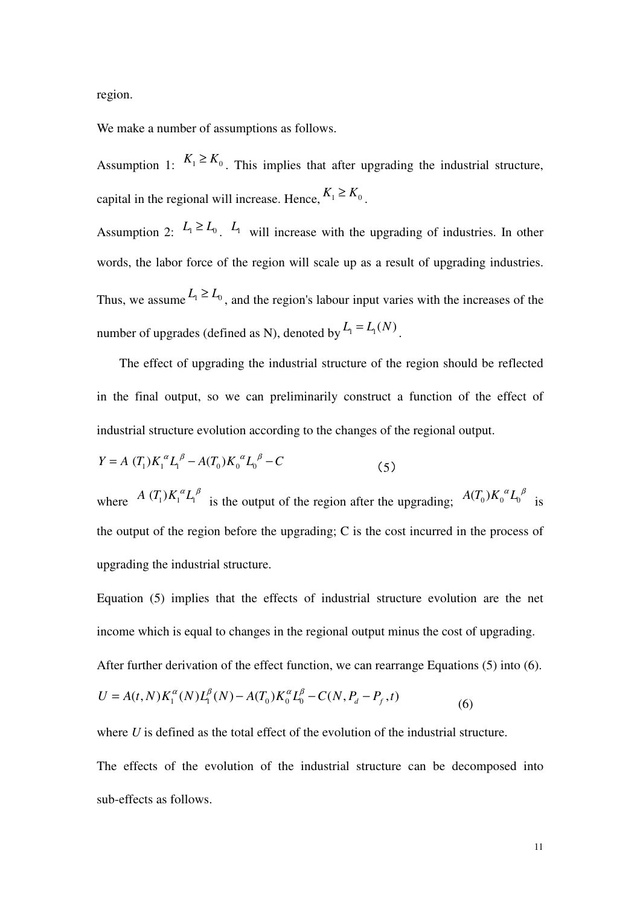region.

We make a number of assumptions as follows.

Assumption 1: $K_1 \geq K_0$. This implies that after upgrading the industrial structure, capital in the regional will increase. Hence, $K_1 \geq K_0$.

Assumption 2: $L_1 \geq L_0$. $L_1$ will increase with the upgrading of industries. In other words, the labor force of the region will scale up as a result of upgrading industries. Thus, we assume $L_1 \geq L_0$, and the region's labour input varies with the increases of the number of upgrades (defined as N), denoted by $L_1 = L_1(N)$.

The effect of upgrading the industrial structure of the region should be reflected in the final output, so we can preliminarily construct a function of the effect of industrial structure evolution according to the changes of the regional output.

$$Y = A\ (T_1)K_1^{\ \alpha}L_1^{\ \beta} - A(T_0)K_0^{\ \alpha}L_0^{\ \beta} - C \tag{5}$$

where $A\ (T_1)K_1^{\ \alpha}L_1^{\ \beta}$ is the output of the region after the upgrading; $A(T_0)K_0^{\ \alpha}L_0^{\ \beta}$ is the output of the region before the upgrading; C is the cost incurred in the process of upgrading the industrial structure.

Equation (5) implies that the effects of industrial structure evolution are the net income which is equal to changes in the regional output minus the cost of upgrading.

After further derivation of the effect function, we can rearrange Equations (5) into (6).

$$U = A(t,N)K_1^{\alpha}(N)L_1^{\beta}(N) - A(T_0)K_0^{\alpha}L_0^{\beta} - C(N, P_d - P_f, t) \tag{6}$$

where *U* is defined as the total effect of the evolution of the industrial structure.

The effects of the evolution of the industrial structure can be decomposed into sub-effects as follows.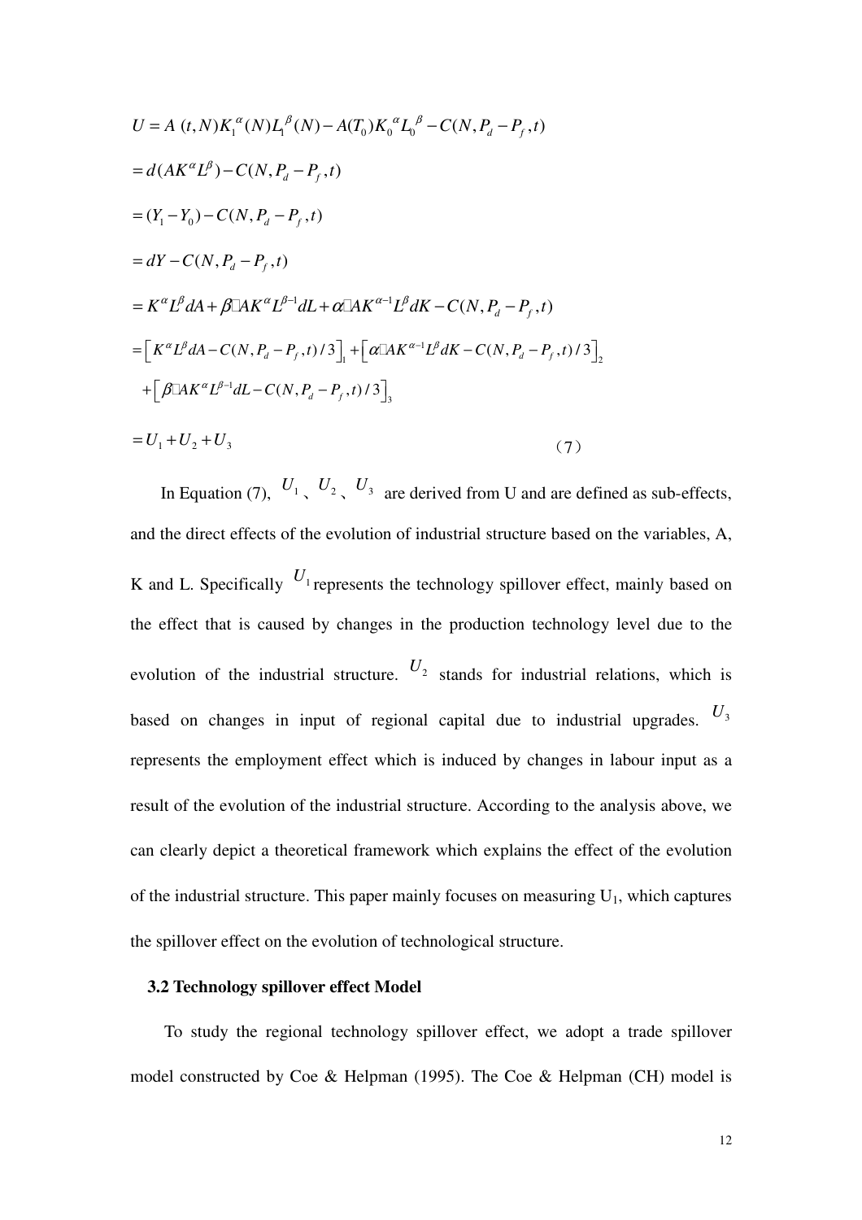$$
\begin{aligned}
U &= A\ (t,N)K_1^{\alpha}(N)L_1^{\beta}(N) - A(T_0)K_0^{\alpha}L_0^{\beta} - C(N,P_d - P_f,t) \\
&= d(AK^{\alpha}L^{\beta}) - C(N,P_d - P_f,t) \\
&= (Y_1 - Y_0) - C(N,P_d - P_f,t) \\
&= dY - C(N,P_d - P_f,t) \\
&= K^{\alpha}L^{\beta}dA + \beta AK^{\alpha}L^{\beta-1}dL + \alpha AK^{\alpha-1}L^{\beta}dK - C(N,P_d - P_f,t) \\
&= \left[K^{\alpha}L^{\beta}dA - C(N,P_d - P_f,t)/3\right]_1 + \left[\alpha AK^{\alpha-1}L^{\beta}dK - C(N,P_d - P_f,t)/3\right]_2 \\
&\quad + \left[\beta AK^{\alpha}L^{\beta-1}dL - C(N,P_d - P_f,t)/3\right]_3 \\
&= U_1 + U_2 + U_3 \qquad (7)
\end{aligned}
$$

In Equation (7), $U_1$、$U_2$、$U_3$ are derived from U and are defined as sub-effects, and the direct effects of the evolution of industrial structure based on the variables, A, K and L. Specifically $U_1$ represents the technology spillover effect, mainly based on the effect that is caused by changes in the production technology level due to the evolution of the industrial structure. $U_2$ stands for industrial relations, which is based on changes in input of regional capital due to industrial upgrades. $U_3$ represents the employment effect which is induced by changes in labour input as a result of the evolution of the industrial structure. According to the analysis above, we can clearly depict a theoretical framework which explains the effect of the evolution of the industrial structure. This paper mainly focuses on measuring $U_1$, which captures the spillover effect on the evolution of technological structure.

### 3.2 Technology spillover effect Model

To study the regional technology spillover effect, we adopt a trade spillover model constructed by Coe & Helpman (1995). The Coe & Helpman (CH) model is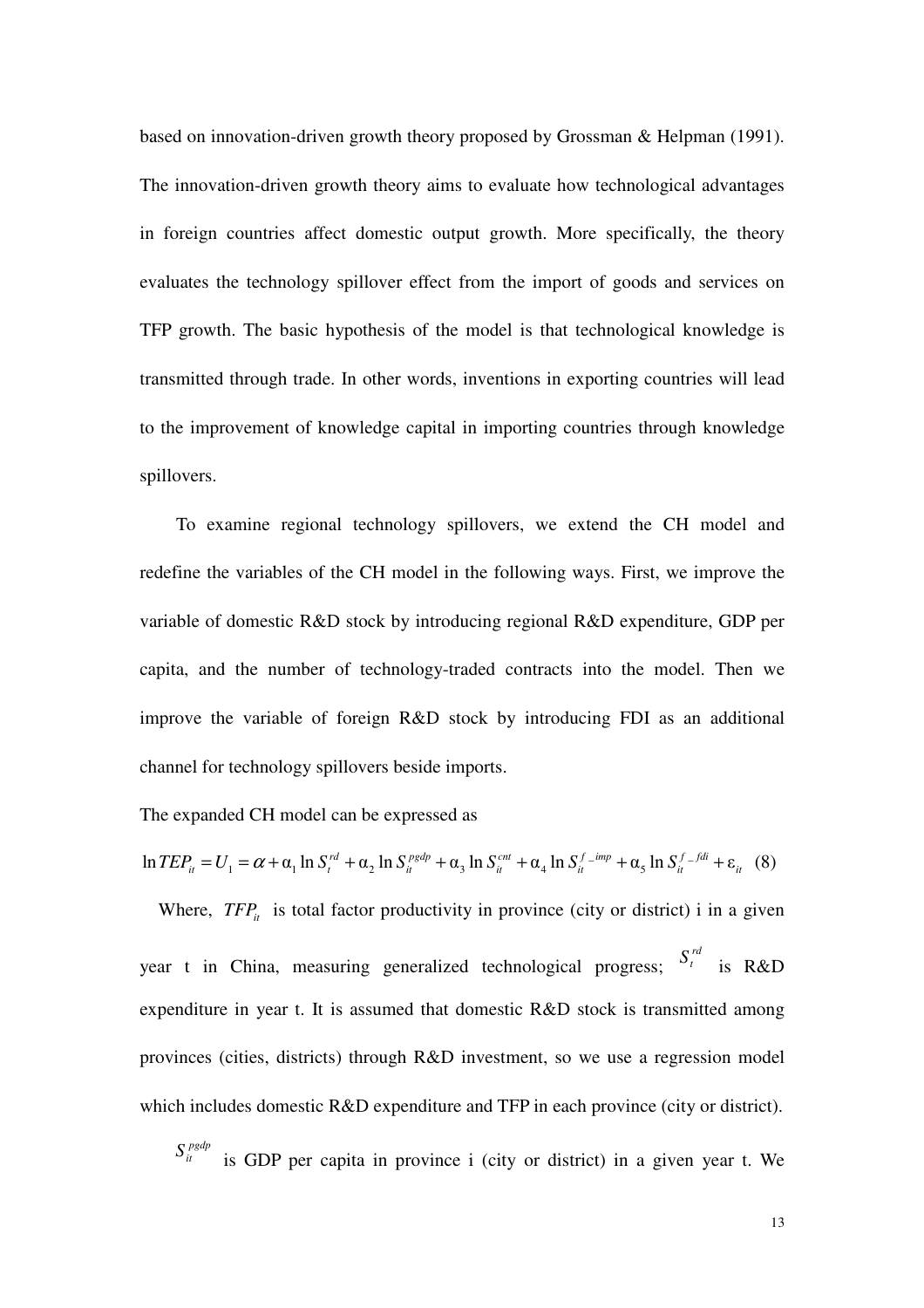based on innovation-driven growth theory proposed by Grossman & Helpman (1991). The innovation-driven growth theory aims to evaluate how technological advantages in foreign countries affect domestic output growth. More specifically, the theory evaluates the technology spillover effect from the import of goods and services on TFP growth. The basic hypothesis of the model is that technological knowledge is transmitted through trade. In other words, inventions in exporting countries will lead to the improvement of knowledge capital in importing countries through knowledge spillovers.

To examine regional technology spillovers, we extend the CH model and redefine the variables of the CH model in the following ways. First, we improve the variable of domestic R&D stock by introducing regional R&D expenditure, GDP per capita, and the number of technology-traded contracts into the model. Then we improve the variable of foreign R&D stock by introducing FDI as an additional channel for technology spillovers beside imports.

The expanded CH model can be expressed as

$$\ln TEP_{it} = U_1 = \alpha + \alpha_1 \ln S_t^{rd} + \alpha_2 \ln S_{it}^{pgdp} + \alpha_3 \ln S_{it}^{cnt} + \alpha_4 \ln S_{it}^{f-imp} + \alpha_5 \ln S_{it}^{f-fdi} + \varepsilon_{it} \quad (8)$$

Where, $TFP_{it}$ is total factor productivity in province (city or district) i in a given year t in China, measuring generalized technological progress; $S_t^{rd}$ is R&D expenditure in year t. It is assumed that domestic R&D stock is transmitted among provinces (cities, districts) through R&D investment, so we use a regression model which includes domestic R&D expenditure and TFP in each province (city or district).

$S_{it}^{pgdp}$ is GDP per capita in province i (city or district) in a given year t. We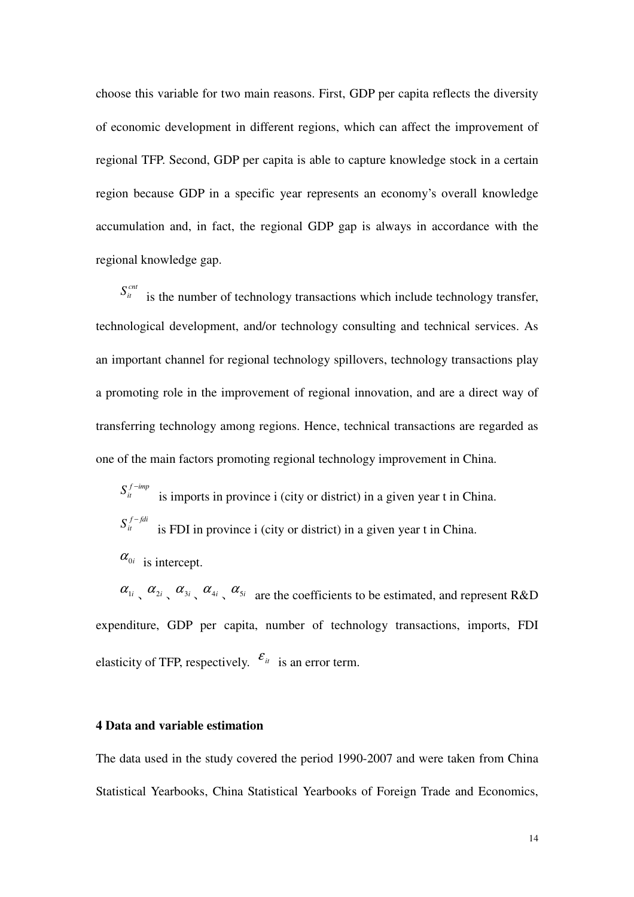choose this variable for two main reasons. First, GDP per capita reflects the diversity of economic development in different regions, which can affect the improvement of regional TFP. Second, GDP per capita is able to capture knowledge stock in a certain region because GDP in a specific year represents an economy's overall knowledge accumulation and, in fact, the regional GDP gap is always in accordance with the regional knowledge gap.

$S_{it}^{cnt}$ is the number of technology transactions which include technology transfer, technological development, and/or technology consulting and technical services. As an important channel for regional technology spillovers, technology transactions play a promoting role in the improvement of regional innovation, and are a direct way of transferring technology among regions. Hence, technical transactions are regarded as one of the main factors promoting regional technology improvement in China.

$S_{it}^{f-imp}$ is imports in province i (city or district) in a given year t in China.

$S_{it}^{f-fdi}$ is FDI in province i (city or district) in a given year t in China.

$\alpha_{0i}$ is intercept.

$\alpha_{1i}$、$\alpha_{2i}$、$\alpha_{3i}$、$\alpha_{4i}$、$\alpha_{5i}$ are the coefficients to be estimated, and represent R&D expenditure, GDP per capita, number of technology transactions, imports, FDI elasticity of TFP, respectively. $\varepsilon_{it}$ is an error term.

## 4 Data and variable estimation

The data used in the study covered the period 1990-2007 and were taken from China Statistical Yearbooks, China Statistical Yearbooks of Foreign Trade and Economics,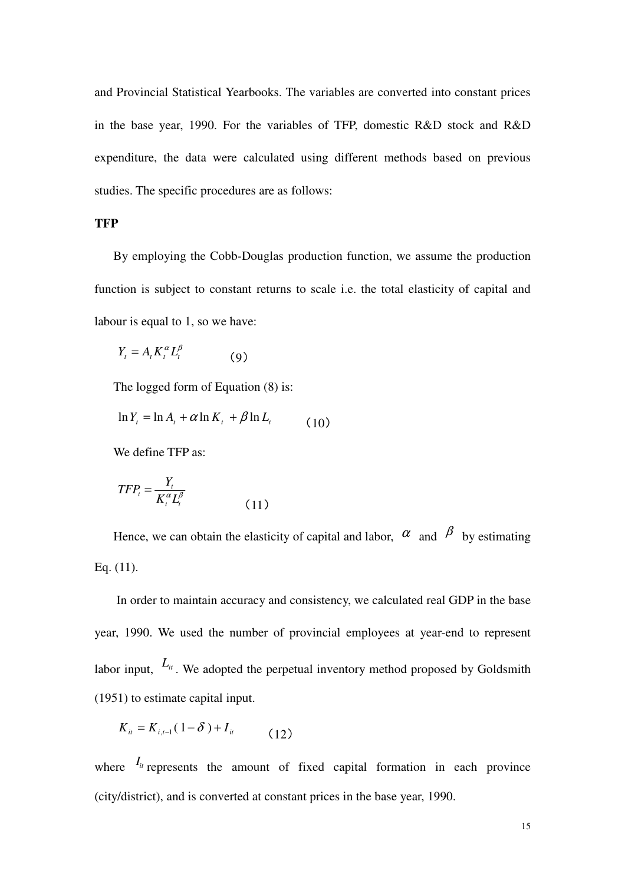and Provincial Statistical Yearbooks. The variables are converted into constant prices in the base year, 1990. For the variables of TFP, domestic R&D stock and R&D expenditure, the data were calculated using different methods based on previous studies. The specific procedures are as follows:

**TFP**

By employing the Cobb-Douglas production function, we assume the production function is subject to constant returns to scale i.e. the total elasticity of capital and labour is equal to 1, so we have:

$$Y_t = A_t K_t^{\alpha} L_t^{\beta} \qquad (9)$$

The logged form of Equation (8) is:

$$\ln Y_t = \ln A_t + \alpha \ln K_t + \beta \ln L_t \qquad (10)$$

We define TFP as:

$$TFP_t = \frac{Y_t}{K_t^{\alpha} L_t^{\beta}} \qquad (11)$$

Hence, we can obtain the elasticity of capital and labor, $\alpha$ and $\beta$ by estimating Eq. (11).

In order to maintain accuracy and consistency, we calculated real GDP in the base year, 1990. We used the number of provincial employees at year-end to represent labor input, $L_{it}$. We adopted the perpetual inventory method proposed by Goldsmith (1951) to estimate capital input.

$$K_{it} = K_{i,t-1}(1-\delta) + I_{it} \qquad (12)$$

where $I_{it}$ represents the amount of fixed capital formation in each province (city/district), and is converted at constant prices in the base year, 1990.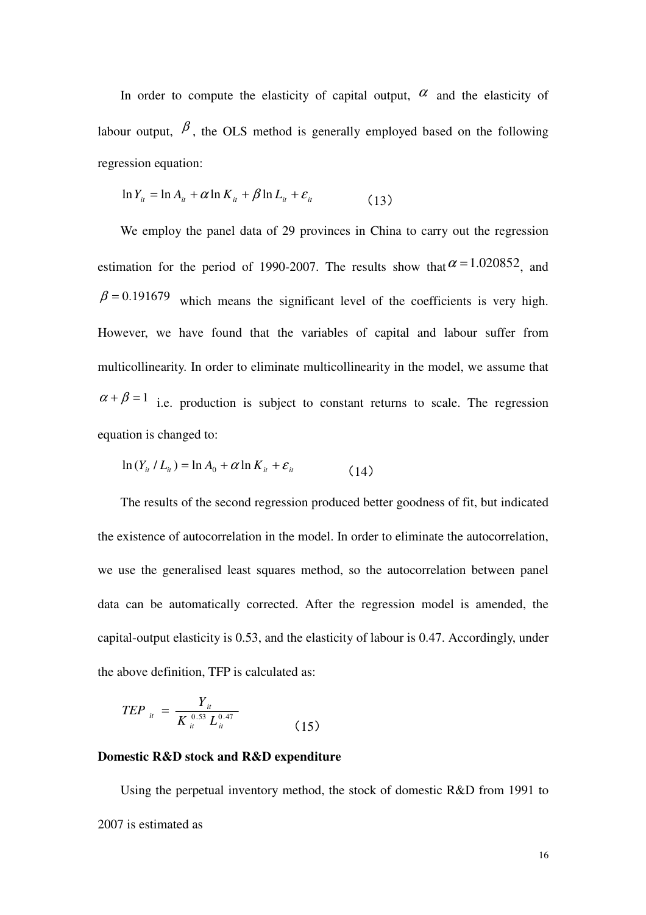In order to compute the elasticity of capital output, $\alpha$ and the elasticity of labour output, $\beta$, the OLS method is generally employed based on the following regression equation:

$$\ln Y_{it} = \ln A_{it} + \alpha \ln K_{it} + \beta \ln L_{it} + \varepsilon_{it} \qquad (13)$$

We employ the panel data of 29 provinces in China to carry out the regression estimation for the period of 1990-2007. The results show that $\alpha = 1.020852$, and $\beta = 0.191679$ which means the significant level of the coefficients is very high. However, we have found that the variables of capital and labour suffer from multicollinearity. In order to eliminate multicollinearity in the model, we assume that $\alpha + \beta = 1$ i.e. production is subject to constant returns to scale. The regression equation is changed to:

$$\ln (Y_{it} / L_{it}) = \ln A_0 + \alpha \ln K_{it} + \varepsilon_{it} \qquad (14)$$

The results of the second regression produced better goodness of fit, but indicated the existence of autocorrelation in the model. In order to eliminate the autocorrelation, we use the generalised least squares method, so the autocorrelation between panel data can be automatically corrected. After the regression model is amended, the capital-output elasticity is 0.53, and the elasticity of labour is 0.47. Accordingly, under the above definition, TFP is calculated as:

$$TEP_{it} = \frac{Y_{it}}{K_{it}^{0.53} L_{it}^{0.47}} \qquad (15)$$

**Domestic R&D stock and R&D expenditure**

Using the perpetual inventory method, the stock of domestic R&D from 1991 to 2007 is estimated as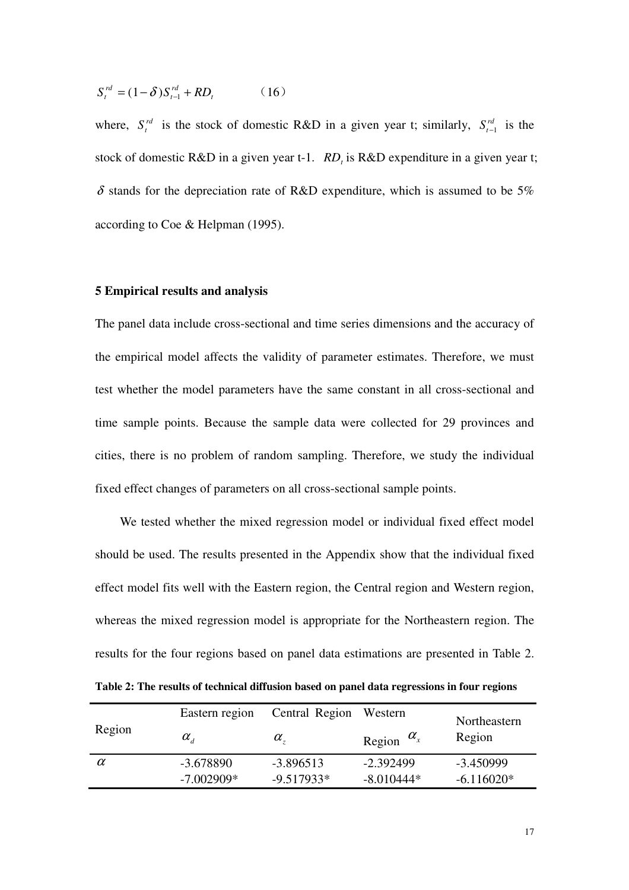$$S_t^{rd} = (1-\delta)S_{t-1}^{rd} + RD_t \qquad (16)$$

where, $S_t^{rd}$ is the stock of domestic R&D in a given year t; similarly, $S_{t-1}^{rd}$ is the stock of domestic R&D in a given year t-1. $RD_t$ is R&D expenditure in a given year t; $\delta$ stands for the depreciation rate of R&D expenditure, which is assumed to be 5% according to Coe & Helpman (1995).

## 5 Empirical results and analysis

The panel data include cross-sectional and time series dimensions and the accuracy of the empirical model affects the validity of parameter estimates. Therefore, we must test whether the model parameters have the same constant in all cross-sectional and time sample points. Because the sample data were collected for 29 provinces and cities, there is no problem of random sampling. Therefore, we study the individual fixed effect changes of parameters on all cross-sectional sample points.

We tested whether the mixed regression model or individual fixed effect model should be used. The results presented in the Appendix show that the individual fixed effect model fits well with the Eastern region, the Central region and Western region, whereas the mixed regression model is appropriate for the Northeastern region. The results for the four regions based on panel data estimations are presented in Table 2.

**Table 2: The results of technical diffusion based on panel data regressions in four regions**

| Region | Eastern region $\alpha_d$ | Central Region $\alpha_z$ | Western Region $\alpha_x$ | Northeastern Region |
|---|---|---|---|---|
| $\alpha$ | -3.678890<br>-7.002909* | -3.896513<br>-9.517933* | -2.392499<br>-8.010444* | -3.450999<br>-6.116020* |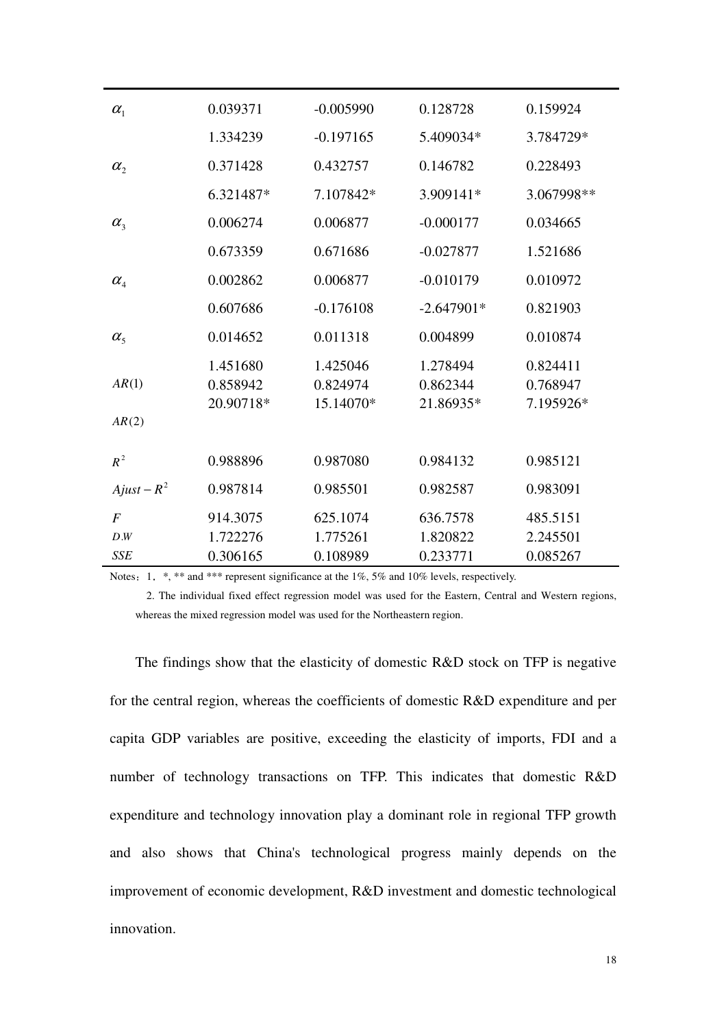| | | | | |
|---|---|---|---|---|
| $\alpha_1$ | 0.039371 | -0.005990 | 0.128728 | 0.159924 |
| | 1.334239 | -0.197165 | 5.409034* | 3.784729* |
| $\alpha_2$ | 0.371428 | 0.432757 | 0.146782 | 0.228493 |
| | 6.321487* | 7.107842* | 3.909141* | 3.067998** |
| $\alpha_3$ | 0.006274 | 0.006877 | -0.000177 | 0.034665 |
| | 0.673359 | 0.671686 | -0.027877 | 1.521686 |
| $\alpha_4$ | 0.002862 | 0.006877 | -0.010179 | 0.010972 |
| | 0.607686 | -0.176108 | -2.647901* | 0.821903 |
| $\alpha_5$ | 0.014652 | 0.011318 | 0.004899 | 0.010874 |
| | 1.451680 | 1.425046 | 1.278494 | 0.824411 |
| $AR(1)$ | 0.858942 | 0.824974 | 0.862344 | 0.768947 |
| | 20.90718* | 15.14070* | 21.86935* | 7.195926* |
| $AR(2)$ | | | | |
| $R^2$ | 0.988896 | 0.987080 | 0.984132 | 0.985121 |
| $Ajust-R^2$ | 0.987814 | 0.985501 | 0.982587 | 0.983091 |
| $F$ | 914.3075 | 625.1074 | 636.7578 | 485.5151 |
| $D.W$ | 1.722276 | 1.775261 | 1.820822 | 2.245501 |
| $SSE$ | 0.306165 | 0.108989 | 0.233771 | 0.085267 |

Notes：1．*, ** and *** represent significance at the 1%, 5% and 10% levels, respectively.

2. The individual fixed effect regression model was used for the Eastern, Central and Western regions, whereas the mixed regression model was used for the Northeastern region.

The findings show that the elasticity of domestic R&D stock on TFP is negative for the central region, whereas the coefficients of domestic R&D expenditure and per capita GDP variables are positive, exceeding the elasticity of imports, FDI and a number of technology transactions on TFP. This indicates that domestic R&D expenditure and technology innovation play a dominant role in regional TFP growth and also shows that China's technological progress mainly depends on the improvement of economic development, R&D investment and domestic technological innovation.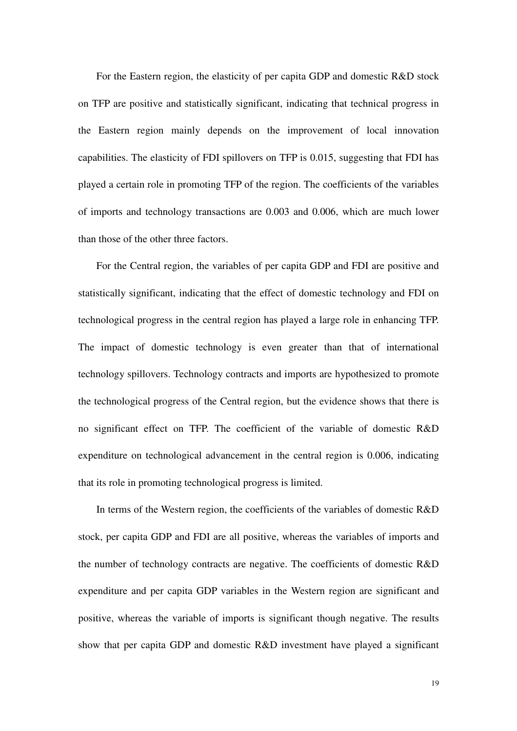For the Eastern region, the elasticity of per capita GDP and domestic R&D stock on TFP are positive and statistically significant, indicating that technical progress in the Eastern region mainly depends on the improvement of local innovation capabilities. The elasticity of FDI spillovers on TFP is 0.015, suggesting that FDI has played a certain role in promoting TFP of the region. The coefficients of the variables of imports and technology transactions are 0.003 and 0.006, which are much lower than those of the other three factors.

For the Central region, the variables of per capita GDP and FDI are positive and statistically significant, indicating that the effect of domestic technology and FDI on technological progress in the central region has played a large role in enhancing TFP. The impact of domestic technology is even greater than that of international technology spillovers. Technology contracts and imports are hypothesized to promote the technological progress of the Central region, but the evidence shows that there is no significant effect on TFP. The coefficient of the variable of domestic R&D expenditure on technological advancement in the central region is 0.006, indicating that its role in promoting technological progress is limited.

In terms of the Western region, the coefficients of the variables of domestic R&D stock, per capita GDP and FDI are all positive, whereas the variables of imports and the number of technology contracts are negative. The coefficients of domestic R&D expenditure and per capita GDP variables in the Western region are significant and positive, whereas the variable of imports is significant though negative. The results show that per capita GDP and domestic R&D investment have played a significant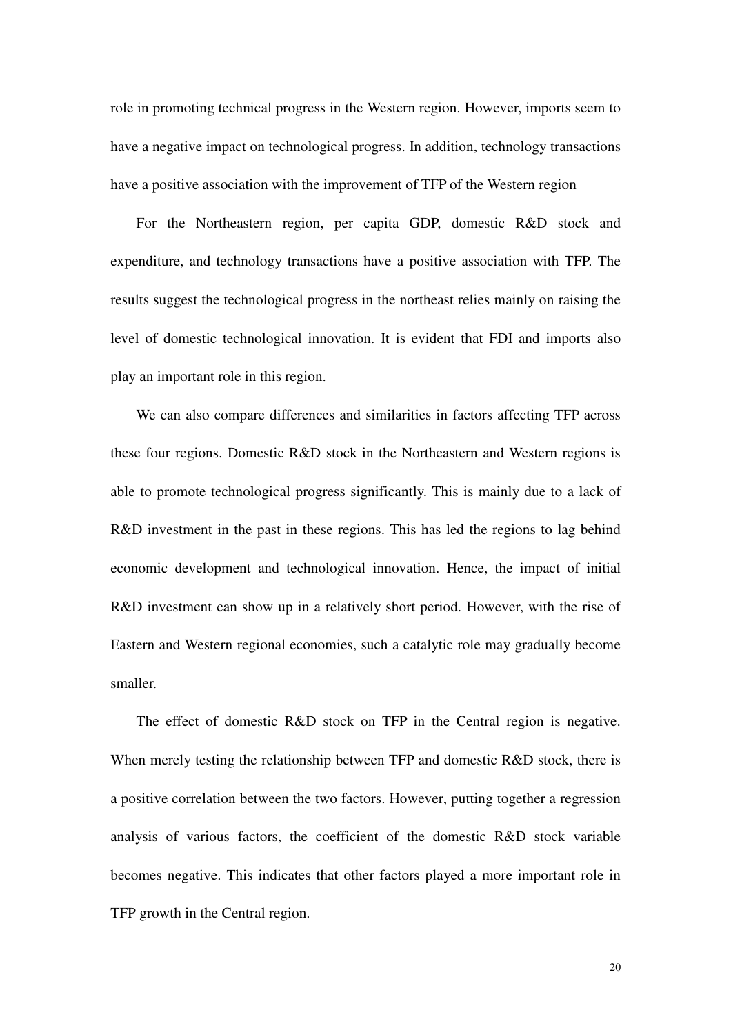role in promoting technical progress in the Western region. However, imports seem to have a negative impact on technological progress. In addition, technology transactions have a positive association with the improvement of TFP of the Western region

For the Northeastern region, per capita GDP, domestic R&D stock and expenditure, and technology transactions have a positive association with TFP. The results suggest the technological progress in the northeast relies mainly on raising the level of domestic technological innovation. It is evident that FDI and imports also play an important role in this region.

We can also compare differences and similarities in factors affecting TFP across these four regions. Domestic R&D stock in the Northeastern and Western regions is able to promote technological progress significantly. This is mainly due to a lack of R&D investment in the past in these regions. This has led the regions to lag behind economic development and technological innovation. Hence, the impact of initial R&D investment can show up in a relatively short period. However, with the rise of Eastern and Western regional economies, such a catalytic role may gradually become smaller.

The effect of domestic R&D stock on TFP in the Central region is negative. When merely testing the relationship between TFP and domestic R&D stock, there is a positive correlation between the two factors. However, putting together a regression analysis of various factors, the coefficient of the domestic R&D stock variable becomes negative. This indicates that other factors played a more important role in TFP growth in the Central region.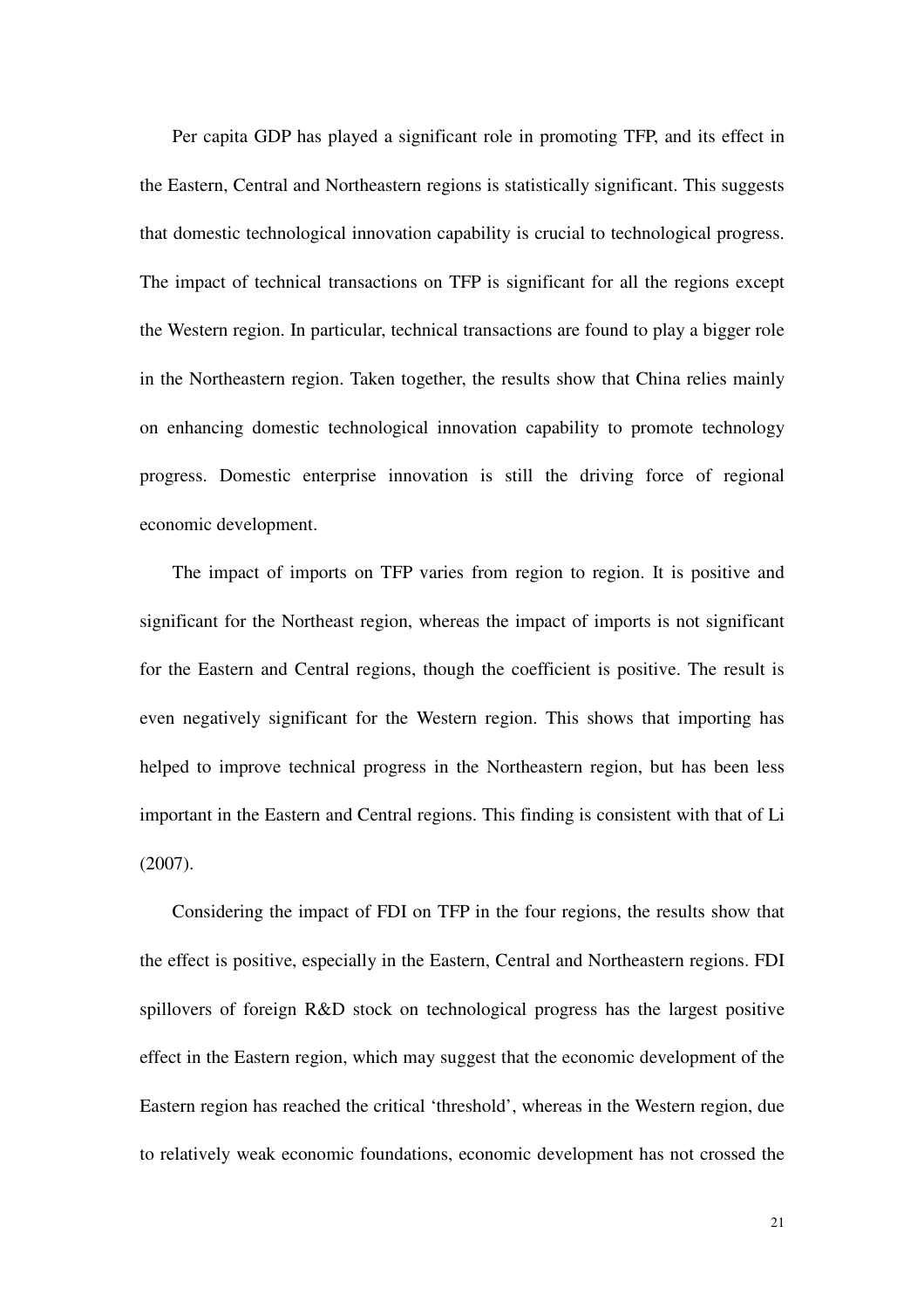Per capita GDP has played a significant role in promoting TFP, and its effect in the Eastern, Central and Northeastern regions is statistically significant. This suggests that domestic technological innovation capability is crucial to technological progress. The impact of technical transactions on TFP is significant for all the regions except the Western region. In particular, technical transactions are found to play a bigger role in the Northeastern region. Taken together, the results show that China relies mainly on enhancing domestic technological innovation capability to promote technology progress. Domestic enterprise innovation is still the driving force of regional economic development.

The impact of imports on TFP varies from region to region. It is positive and significant for the Northeast region, whereas the impact of imports is not significant for the Eastern and Central regions, though the coefficient is positive. The result is even negatively significant for the Western region. This shows that importing has helped to improve technical progress in the Northeastern region, but has been less important in the Eastern and Central regions. This finding is consistent with that of Li (2007).

Considering the impact of FDI on TFP in the four regions, the results show that the effect is positive, especially in the Eastern, Central and Northeastern regions. FDI spillovers of foreign R&D stock on technological progress has the largest positive effect in the Eastern region, which may suggest that the economic development of the Eastern region has reached the critical 'threshold', whereas in the Western region, due to relatively weak economic foundations, economic development has not crossed the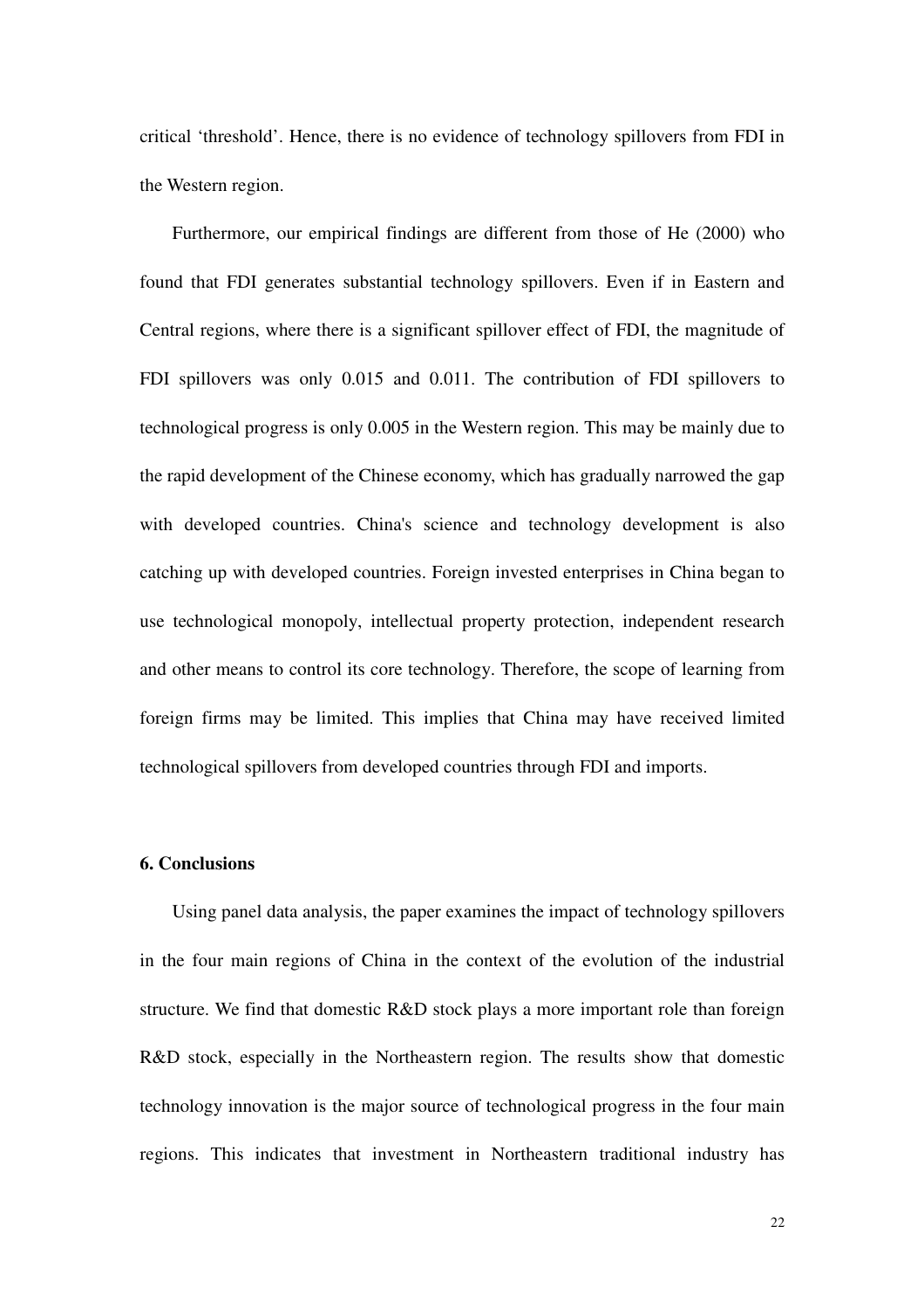critical 'threshold'. Hence, there is no evidence of technology spillovers from FDI in the Western region.

Furthermore, our empirical findings are different from those of He (2000) who found that FDI generates substantial technology spillovers. Even if in Eastern and Central regions, where there is a significant spillover effect of FDI, the magnitude of FDI spillovers was only 0.015 and 0.011. The contribution of FDI spillovers to technological progress is only 0.005 in the Western region. This may be mainly due to the rapid development of the Chinese economy, which has gradually narrowed the gap with developed countries. China's science and technology development is also catching up with developed countries. Foreign invested enterprises in China began to use technological monopoly, intellectual property protection, independent research and other means to control its core technology. Therefore, the scope of learning from foreign firms may be limited. This implies that China may have received limited technological spillovers from developed countries through FDI and imports.

## 6. Conclusions

Using panel data analysis, the paper examines the impact of technology spillovers in the four main regions of China in the context of the evolution of the industrial structure. We find that domestic R&D stock plays a more important role than foreign R&D stock, especially in the Northeastern region. The results show that domestic technology innovation is the major source of technological progress in the four main regions. This indicates that investment in Northeastern traditional industry has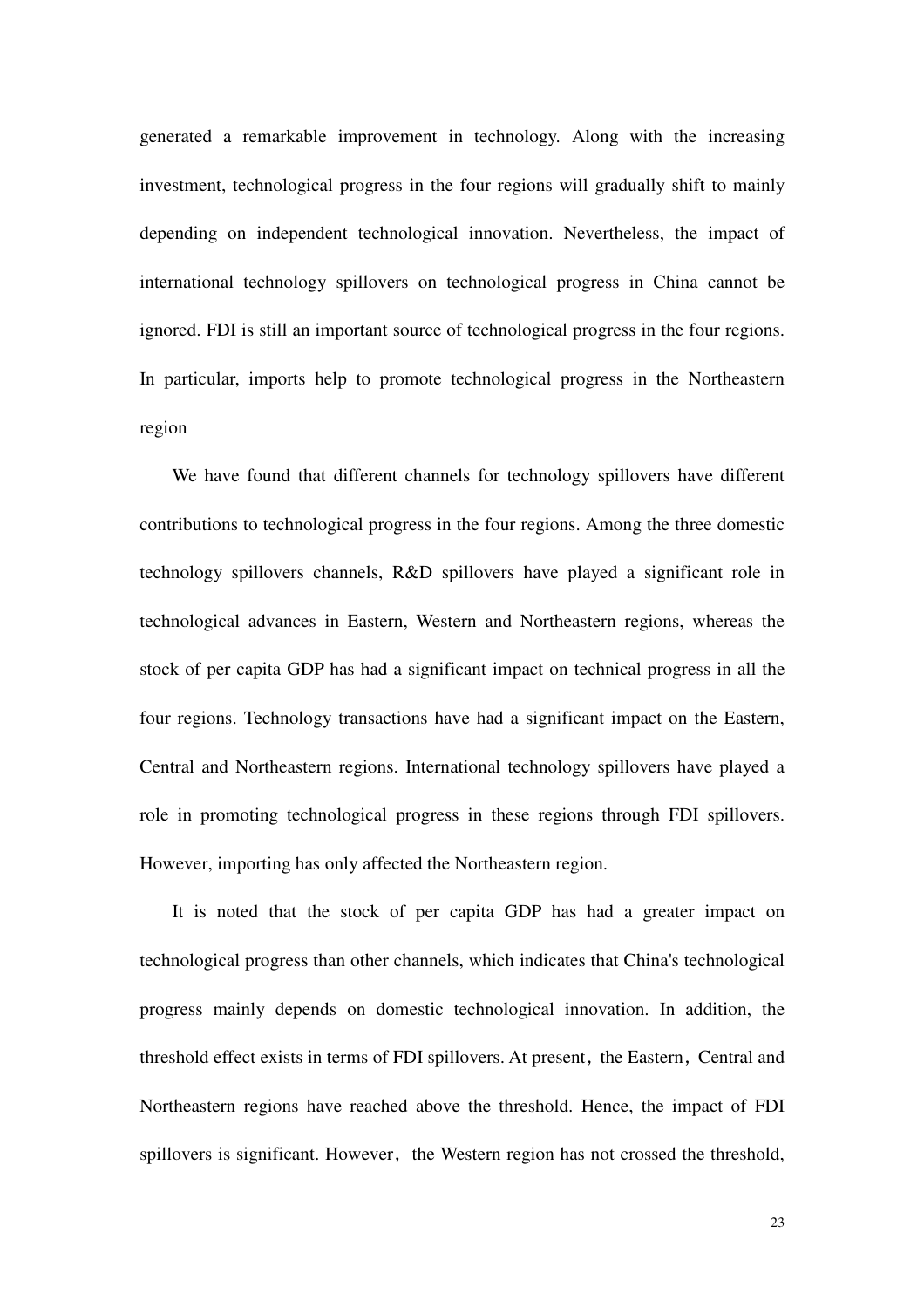generated a remarkable improvement in technology. Along with the increasing investment, technological progress in the four regions will gradually shift to mainly depending on independent technological innovation. Nevertheless, the impact of international technology spillovers on technological progress in China cannot be ignored. FDI is still an important source of technological progress in the four regions. In particular, imports help to promote technological progress in the Northeastern region

We have found that different channels for technology spillovers have different contributions to technological progress in the four regions. Among the three domestic technology spillovers channels, R&D spillovers have played a significant role in technological advances in Eastern, Western and Northeastern regions, whereas the stock of per capita GDP has had a significant impact on technical progress in all the four regions. Technology transactions have had a significant impact on the Eastern, Central and Northeastern regions. International technology spillovers have played a role in promoting technological progress in these regions through FDI spillovers. However, importing has only affected the Northeastern region.

It is noted that the stock of per capita GDP has had a greater impact on technological progress than other channels, which indicates that China's technological progress mainly depends on domestic technological innovation. In addition, the threshold effect exists in terms of FDI spillovers. At present，the Eastern，Central and Northeastern regions have reached above the threshold. Hence, the impact of FDI spillovers is significant. However，the Western region has not crossed the threshold,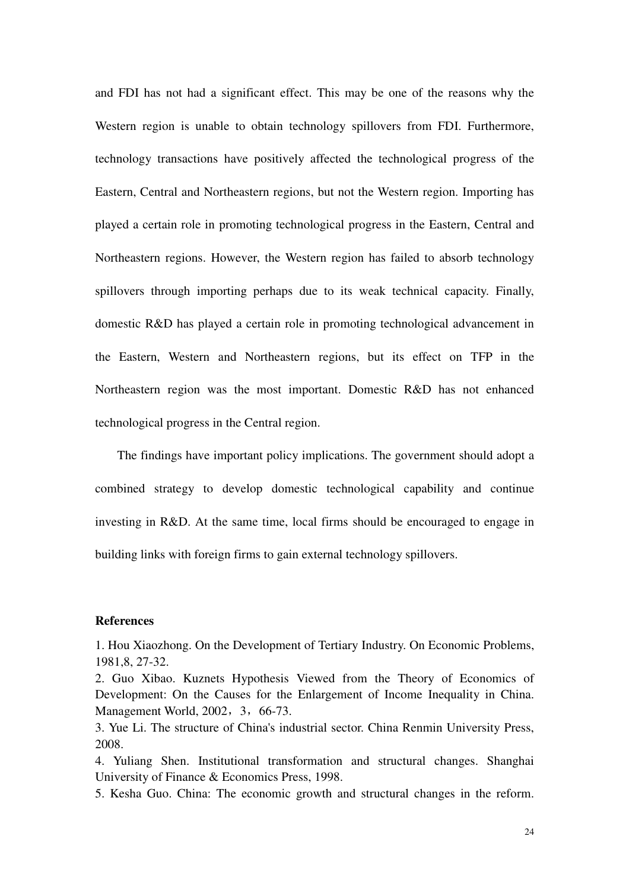and FDI has not had a significant effect. This may be one of the reasons why the Western region is unable to obtain technology spillovers from FDI. Furthermore, technology transactions have positively affected the technological progress of the Eastern, Central and Northeastern regions, but not the Western region. Importing has played a certain role in promoting technological progress in the Eastern, Central and Northeastern regions. However, the Western region has failed to absorb technology spillovers through importing perhaps due to its weak technical capacity. Finally, domestic R&D has played a certain role in promoting technological advancement in the Eastern, Western and Northeastern regions, but its effect on TFP in the Northeastern region was the most important. Domestic R&D has not enhanced technological progress in the Central region.

The findings have important policy implications. The government should adopt a combined strategy to develop domestic technological capability and continue investing in R&D. At the same time, local firms should be encouraged to engage in building links with foreign firms to gain external technology spillovers.

**References**

1. Hou Xiaozhong. On the Development of Tertiary Industry. On Economic Problems, 1981,8, 27-32.
2. Guo Xibao. Kuznets Hypothesis Viewed from the Theory of Economics of Development: On the Causes for the Enlargement of Income Inequality in China. Management World, 2002，3，66-73.
3. Yue Li. The structure of China's industrial sector. China Renmin University Press, 2008.
4. Yuliang Shen. Institutional transformation and structural changes. Shanghai University of Finance & Economics Press, 1998.
5. Kesha Guo. China: The economic growth and structural changes in the reform.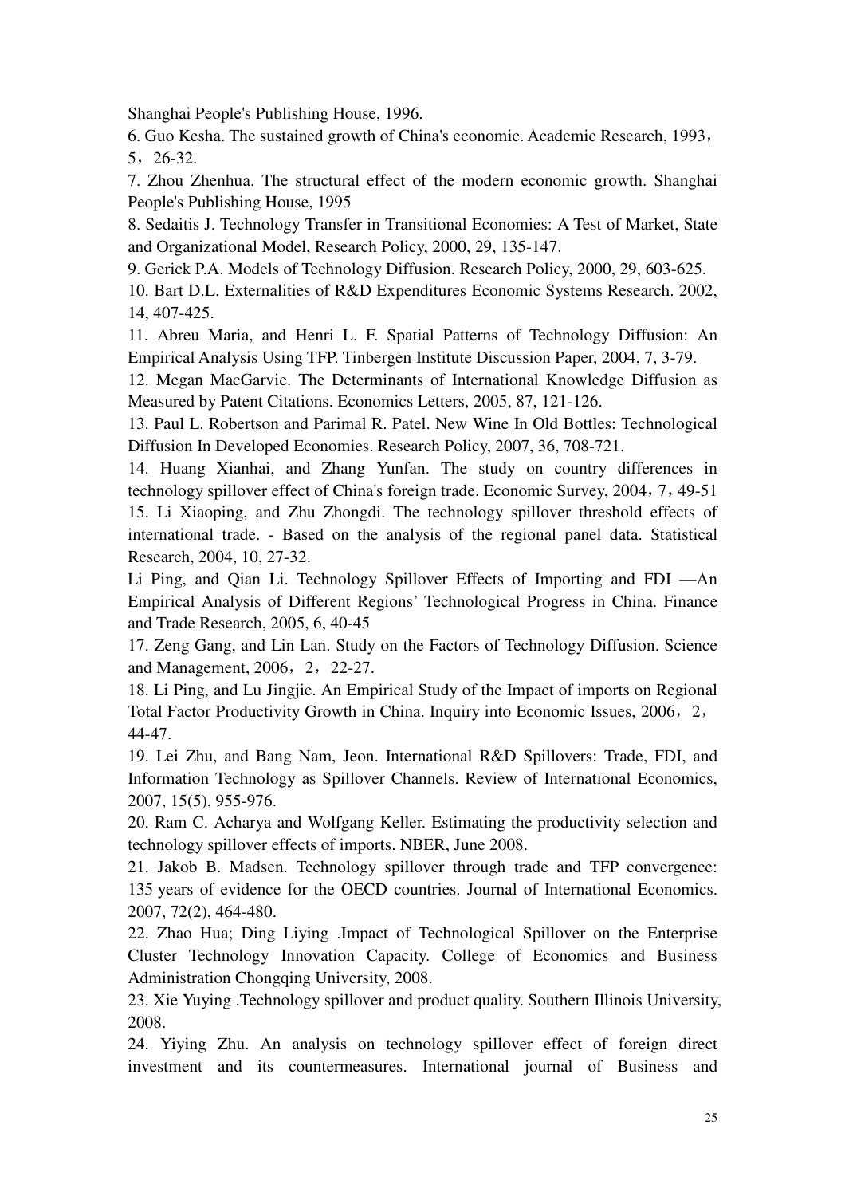Shanghai People's Publishing House, 1996.

6. Guo Kesha. The sustained growth of China's economic. Academic Research, 1993，5，26-32.

7. Zhou Zhenhua. The structural effect of the modern economic growth. Shanghai People's Publishing House, 1995

8. Sedaitis J. Technology Transfer in Transitional Economies: A Test of Market, State and Organizational Model, Research Policy, 2000, 29, 135-147.

9. Gerick P.A. Models of Technology Diffusion. Research Policy, 2000, 29, 603-625.

10. Bart D.L. Externalities of R&D Expenditures Economic Systems Research. 2002, 14, 407-425.

11. Abreu Maria, and Henri L. F. Spatial Patterns of Technology Diffusion: An Empirical Analysis Using TFP. Tinbergen Institute Discussion Paper, 2004, 7, 3-79.

12. Megan MacGarvie. The Determinants of International Knowledge Diffusion as Measured by Patent Citations. Economics Letters, 2005, 87, 121-126.

13. Paul L. Robertson and Parimal R. Patel. New Wine In Old Bottles: Technological Diffusion In Developed Economies. Research Policy, 2007, 36, 708-721.

14. Huang Xianhai, and Zhang Yunfan. The study on country differences in technology spillover effect of China's foreign trade. Economic Survey, 2004，7，49-51

15. Li Xiaoping, and Zhu Zhongdi. The technology spillover threshold effects of international trade. - Based on the analysis of the regional panel data. Statistical Research, 2004, 10, 27-32.

Li Ping, and Qian Li. Technology Spillover Effects of Importing and FDI —An Empirical Analysis of Different Regions' Technological Progress in China. Finance and Trade Research, 2005, 6, 40-45

17. Zeng Gang, and Lin Lan. Study on the Factors of Technology Diffusion. Science and Management, 2006，2，22-27.

18. Li Ping, and Lu Jingjie. An Empirical Study of the Impact of imports on Regional Total Factor Productivity Growth in China. Inquiry into Economic Issues, 2006，2，44-47.

19. Lei Zhu, and Bang Nam, Jeon. International R&D Spillovers: Trade, FDI, and Information Technology as Spillover Channels. Review of International Economics, 2007, 15(5), 955-976.

20. Ram C. Acharya and Wolfgang Keller. Estimating the productivity selection and technology spillover effects of imports. NBER, June 2008.

21. Jakob B. Madsen. Technology spillover through trade and TFP convergence: 135 years of evidence for the OECD countries. Journal of International Economics. 2007, 72(2), 464-480.

22. Zhao Hua; Ding Liying .Impact of Technological Spillover on the Enterprise Cluster Technology Innovation Capacity. College of Economics and Business Administration Chongqing University, 2008.

23. Xie Yuying .Technology spillover and product quality. Southern Illinois University, 2008.

24. Yiying Zhu. An analysis on technology spillover effect of foreign direct investment and its countermeasures. International journal of Business and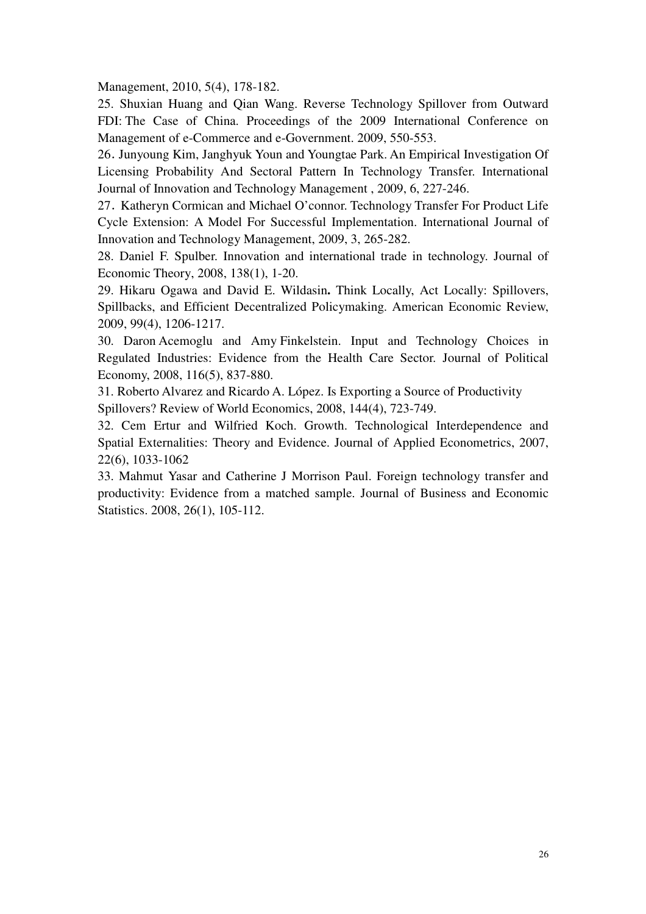Management, 2010, 5(4), 178-182.

25. Shuxian Huang and Qian Wang. Reverse Technology Spillover from Outward FDI: The Case of China. Proceedings of the 2009 International Conference on Management of e-Commerce and e-Government. 2009, 550-553.

26. Junyoung Kim, Janghyuk Youn and Youngtae Park. An Empirical Investigation Of Licensing Probability And Sectoral Pattern In Technology Transfer. International Journal of Innovation and Technology Management , 2009, 6, 227-246.

27. Katheryn Cormican and Michael O'connor. Technology Transfer For Product Life Cycle Extension: A Model For Successful Implementation. International Journal of Innovation and Technology Management, 2009, 3, 265-282.

28. Daniel F. Spulber. Innovation and international trade in technology. Journal of Economic Theory, 2008, 138(1), 1-20.

29. Hikaru Ogawa and David E. Wildasin**.** Think Locally, Act Locally: Spillovers, Spillbacks, and Efficient Decentralized Policymaking. American Economic Review, 2009, 99(4), 1206-1217.

30. Daron Acemoglu and Amy Finkelstein. Input and Technology Choices in Regulated Industries: Evidence from the Health Care Sector. Journal of Political Economy, 2008, 116(5), 837-880.

31. Roberto Alvarez and Ricardo A. López. Is Exporting a Source of Productivity Spillovers? Review of World Economics, 2008, 144(4), 723-749.

32. Cem Ertur and Wilfried Koch. Growth. Technological Interdependence and Spatial Externalities: Theory and Evidence. Journal of Applied Econometrics, 2007, 22(6), 1033-1062

33. Mahmut Yasar and Catherine J Morrison Paul. Foreign technology transfer and productivity: Evidence from a matched sample. Journal of Business and Economic Statistics. 2008, 26(1), 105-112.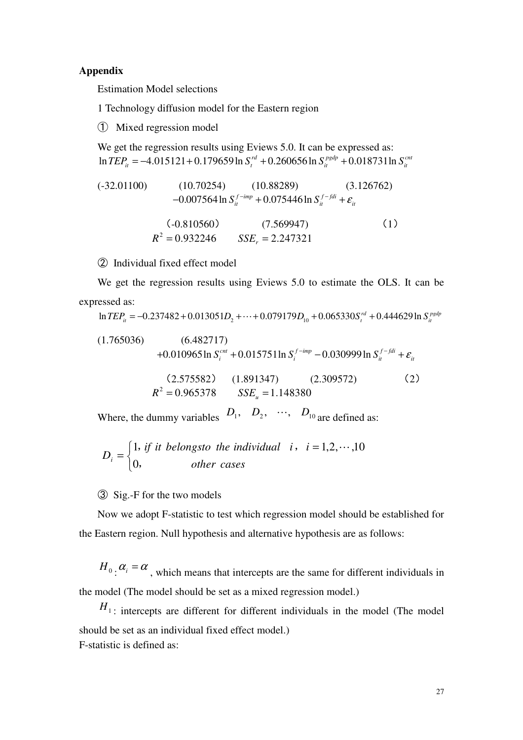**Appendix**

Estimation Model selections

1 Technology diffusion model for the Eastern region

① Mixed regression model

We get the regression results using Eviews 5.0. It can be expressed as:

$$\ln TEP_{it} = -4.015121 + 0.179659 \ln S_t^{rd} + 0.260656 \ln S_{it}^{pgdp} + 0.018731 \ln S_{it}^{cnt}$$

(-32.01100) (10.70254) (10.88289) (3.126762)

$$-0.007564 \ln S_{it}^{f-imp} + 0.075446 \ln S_{it}^{f-fdi} + \varepsilon_{it}$$

(-0.810560) (7.569947) (1)

$$R^2 = 0.932246 \qquad SSE_r = 2.247321$$

② Individual fixed effect model

We get the regression results using Eviews 5.0 to estimate the OLS. It can be expressed as:

$$\ln TEP_{it} = -0.237482 + 0.013051 D_2 + \cdots + 0.079179 D_{10} + 0.065330 S_t^{rd} + 0.444629 \ln S_{it}^{pgdp}$$

(1.765036) (6.482717)

$$+0.010965 \ln S_i^{cnt} + 0.015751 \ln S_i^{f-imp} - 0.030999 \ln S_{it}^{f-fdi} + \varepsilon_{it}$$

(2.575582) (1.891347) (2.309572) (2)

$$R^2 = 0.965378 \qquad SSE_u = 1.148380$$

Where, the dummy variables $D_1$, $D_2$, $\cdots$, $D_{10}$ are defined as:

$$D_i = \begin{cases} 1, \text{ if it belongsto the individual } i, \quad i = 1, 2, \cdots, 10 \\ 0, \qquad \text{other cases} \end{cases}$$

③ Sig.-F for the two models

Now we adopt F-statistic to test which regression model should be established for the Eastern region. Null hypothesis and alternative hypothesis are as follows:

$H_0$: $\alpha_i = \alpha$, which means that intercepts are the same for different individuals in the model (The model should be set as a mixed regression model.)

$H_1$: intercepts are different for different individuals in the model (The model should be set as an individual fixed effect model.)

F-statistic is defined as: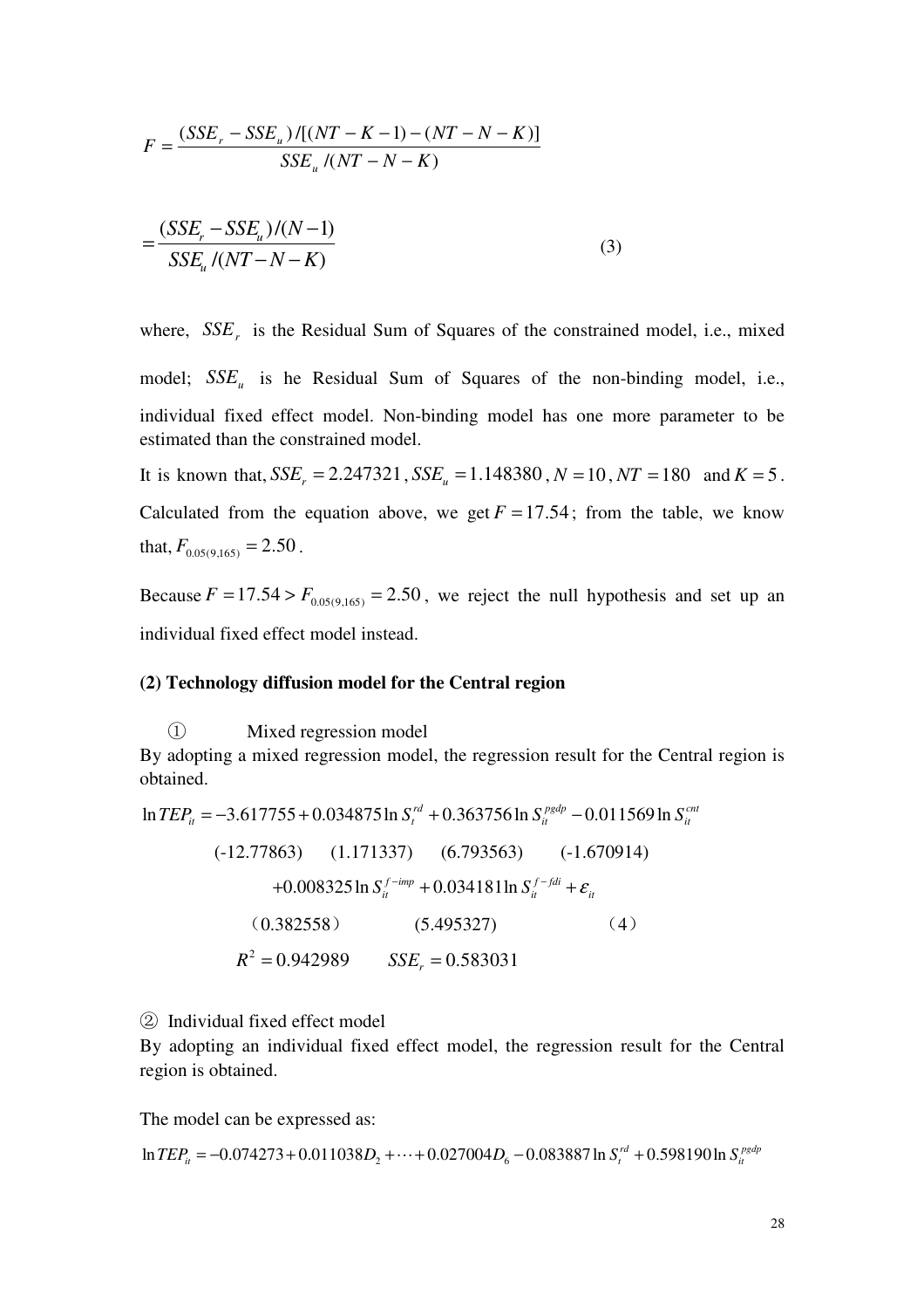$$F = \frac{(SSE_r - SSE_u)/[(NT-K-1)-(NT-N-K)]}{SSE_u/(NT-N-K)}$$

$$= \frac{(SSE_r - SSE_u)/(N-1)}{SSE_u/(NT-N-K)} \tag{3}$$

where, $SSE_r$ is the Residual Sum of Squares of the constrained model, i.e., mixed model; $SSE_u$ is he Residual Sum of Squares of the non-binding model, i.e., individual fixed effect model. Non-binding model has one more parameter to be estimated than the constrained model.

It is known that, $SSE_r = 2.247321$, $SSE_u = 1.148380$, $N = 10$, $NT = 180$ and $K = 5$. Calculated from the equation above, we get $F = 17.54$; from the table, we know that, $F_{0.05(9,165)} = 2.50$.

Because $F = 17.54 > F_{0.05(9,165)} = 2.50$, we reject the null hypothesis and set up an individual fixed effect model instead.

**(2) Technology diffusion model for the Central region**

① Mixed regression model

By adopting a mixed regression model, the regression result for the Central region is obtained.

$$\ln TEP_{it} = -3.617755 + 0.034875 \ln S_t^{rd} + 0.363756 \ln S_{it}^{pgdp} - 0.011569 \ln S_{it}^{cnt}$$

(-12.77863) (1.171337) (6.793563) (-1.670914)

$$+0.008325 \ln S_{it}^{f-imp} + 0.034181 \ln S_{it}^{f-fdi} + \varepsilon_{it}$$

（0.382558） (5.495327) （4）

$$R^2 = 0.942989 \qquad SSE_r = 0.583031$$

② Individual fixed effect model

By adopting an individual fixed effect model, the regression result for the Central region is obtained.

The model can be expressed as:

$$\ln TEP_{it} = -0.074273 + 0.011038 D_2 + \cdots + 0.027004 D_6 - 0.083887 \ln S_t^{rd} + 0.598190 \ln S_{it}^{pgdp}$$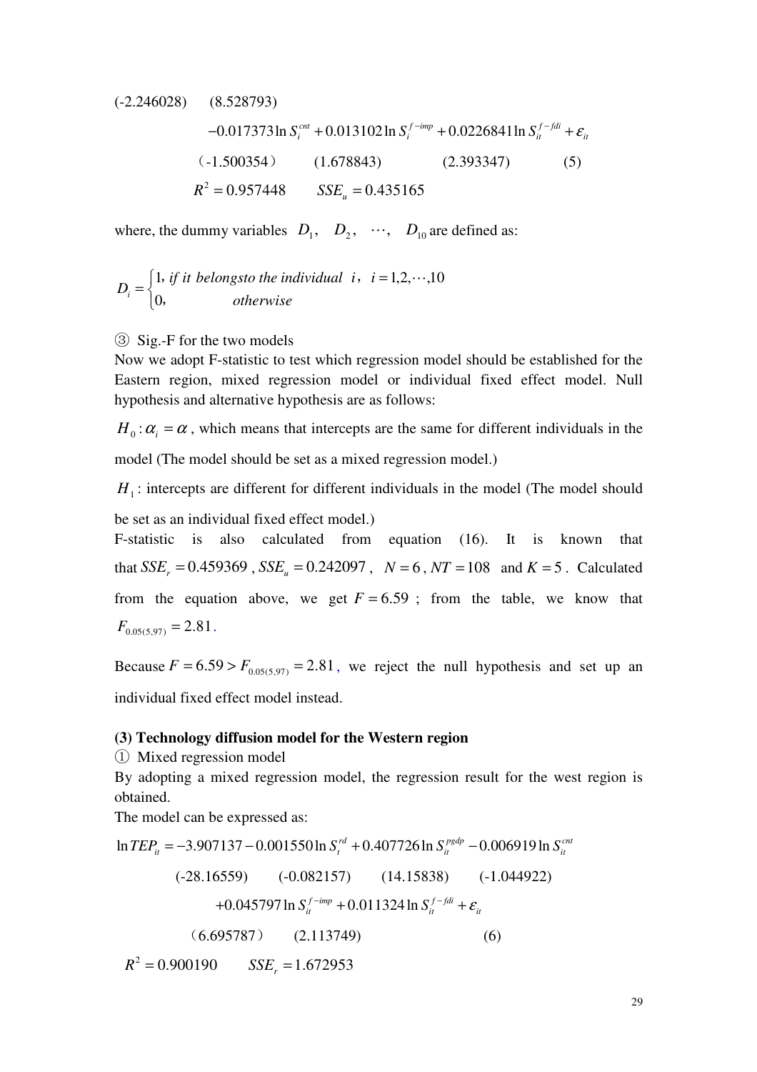(-2.246028)      (8.528793)

$$-0.017373\ln S_i^{cnt} + 0.013102\ln S_i^{f-imp} + 0.0226841\ln S_{it}^{f-fdi} + \varepsilon_{it}$$

(-1.500354)        (1.678843)              (2.393347)              (5)

$$R^2 = 0.957448 \qquad SSE_u = 0.435165$$

where, the dummy variables $D_1$, $D_2$, $\cdots$, $D_{10}$ are defined as:

$$D_i = \begin{cases} 1, \textit{ if it belongsto the individual } i, \; i = 1,2,\cdots,10 \\ 0, \qquad\qquad \textit{otherwise} \end{cases}$$

③ Sig.-F for the two models

Now we adopt F-statistic to test which regression model should be established for the Eastern region, mixed regression model or individual fixed effect model. Null hypothesis and alternative hypothesis are as follows:

$H_0 : \alpha_i = \alpha$, which means that intercepts are the same for different individuals in the model (The model should be set as a mixed regression model.)

$H_1$: intercepts are different for different individuals in the model (The model should be set as an individual fixed effect model.)

F-statistic is also calculated from equation (16). It is known that that $SSE_r = 0.459369$, $SSE_u = 0.242097$, $N = 6$, $NT = 108$ and $K = 5$. Calculated from the equation above, we get $F = 6.59$; from the table, we know that $F_{0.05(5,97)} = 2.81$.

Because $F = 6.59 > F_{0.05(5,97)} = 2.81$, we reject the null hypothesis and set up an individual fixed effect model instead.

**(3) Technology diffusion model for the Western region**

① Mixed regression model

By adopting a mixed regression model, the regression result for the west region is obtained.

The model can be expressed as:

$$\ln TEP_{it} = -3.907137 - 0.001550\ln S_t^{rd} + 0.407726\ln S_{it}^{pgdp} - 0.006919\ln S_{it}^{cnt}$$

(-28.16559)        (-0.082157)        (14.15838)        (-1.044922)

$$+0.045797\ln S_{it}^{f-imp} + 0.011324\ln S_{it}^{f-fdi} + \varepsilon_{it}$$

(6.695787)        (2.113749)                        (6)

$$R^2 = 0.900190 \qquad SSE_r = 1.672953$$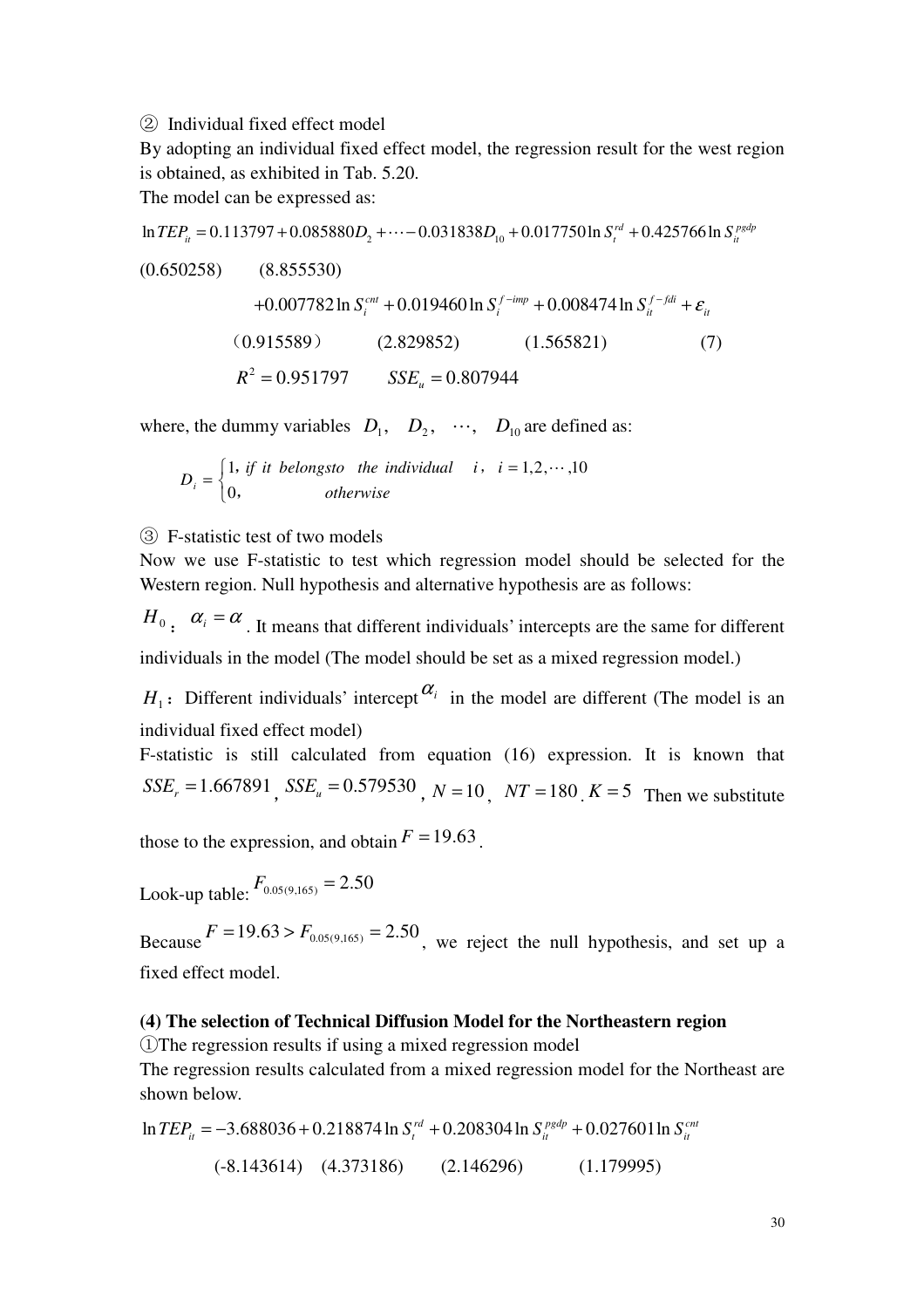② Individual fixed effect model

By adopting an individual fixed effect model, the regression result for the west region is obtained, as exhibited in Tab. 5.20.

The model can be expressed as:

$$\ln TEP_{it} = 0.113797 + 0.085880D_2 + \cdots - 0.031838D_{10} + 0.017750\ln S_t^{rd} + 0.425766\ln S_{it}^{pgdp}$$

(0.650258) (8.855530)

$$+0.007782\ln S_i^{cnt} + 0.019460\ln S_i^{f-imp} + 0.008474\ln S_{it}^{f-fdi} + \varepsilon_{it}$$

（0.915589） (2.829852) (1.565821) (7)

$$R^2 = 0.951797 \qquad SSE_u = 0.807944$$

where, the dummy variables $D_1$, $D_2$, $\cdots$, $D_{10}$ are defined as:

$$D_i = \begin{cases} 1, & if\ it\ belongsto\ \ the\ individual\ \ i, \ i = 1,2,\cdots,10 \\ 0, & otherwise \end{cases}$$

③ F-statistic test of two models

Now we use F-statistic to test which regression model should be selected for the Western region. Null hypothesis and alternative hypothesis are as follows:

$H_0$ : $\alpha_i = \alpha$ . It means that different individuals' intercepts are the same for different individuals in the model (The model should be set as a mixed regression model.)

$H_1$ : Different individuals' intercept $\alpha_i$ in the model are different (The model is an individual fixed effect model)

F-statistic is still calculated from equation (16) expression. It is known that $SSE_r = 1.667891$ , $SSE_u = 0.579530$ , $N = 10$ , $NT = 180$ . $K = 5$ Then we substitute those to the expression, and obtain $F = 19.63$ .

Look-up table: $F_{0.05(9,165)} = 2.50$

Because $F = 19.63 > F_{0.05(9,165)} = 2.50$ , we reject the null hypothesis, and set up a fixed effect model.

**(4) The selection of Technical Diffusion Model for the Northeastern region**

①The regression results if using a mixed regression model

The regression results calculated from a mixed regression model for the Northeast are shown below.

$$\ln TEP_{it} = -3.688036 + 0.218874\ln S_t^{rd} + 0.208304\ln S_{it}^{pgdp} + 0.027601\ln S_{it}^{cnt}$$

(-8.143614) (4.373186) (2.146296) (1.179995)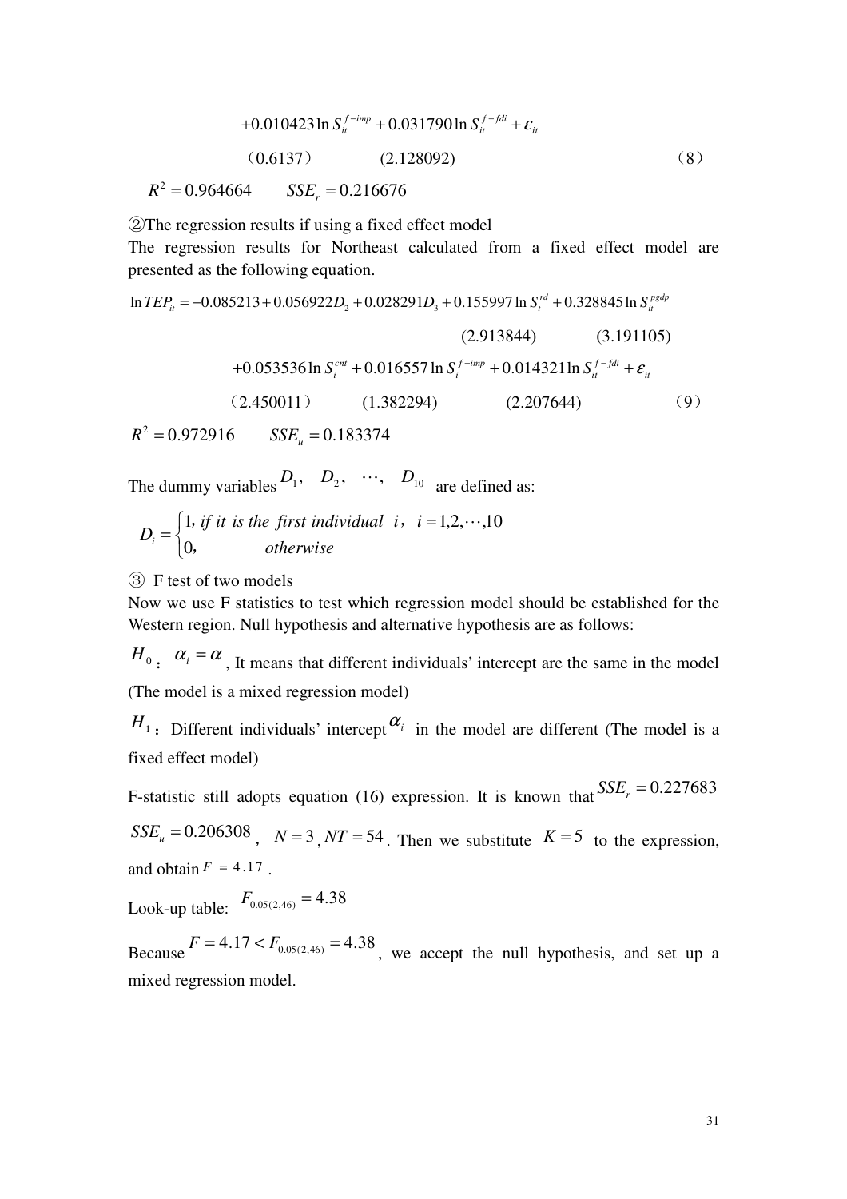$$+0.010423\ln S_{it}^{f-imp} + 0.031790\ln S_{it}^{f-fdi} + \varepsilon_{it}$$

（0.6137）　　　(2.128092)　　　　　　　　　　　　（8）

$R^2 = 0.964664 \qquad SSE_r = 0.216676$

②The regression results if using a fixed effect model

The regression results for Northeast calculated from a fixed effect model are presented as the following equation.

$$\ln TEP_{it} = -0.085213 + 0.056922D_2 + 0.028291D_3 + 0.155997\ln S_t^{rd} + 0.328845\ln S_{it}^{pgdp}$$

(2.913844)　　　(3.191105)

$$+0.053536\ln S_i^{cnt} + 0.016557\ln S_i^{f-imp} + 0.014321\ln S_{it}^{f-fdi} + \varepsilon_{it}$$

（2.450011）　　(1.382294)　　　(2.207644)　　　　（9）

$R^2 = 0.972916 \qquad SSE_u = 0.183374$

The dummy variables $D_1, \quad D_2, \quad \cdots, \quad D_{10}$ are defined as:

$$D_i = \begin{cases} 1, \textit{ if it is the first individual } i, \ i = 1,2,\cdots,10 \\ 0, \qquad \textit{otherwise} \end{cases}$$

③ F test of two models

Now we use F statistics to test which regression model should be established for the Western region. Null hypothesis and alternative hypothesis are as follows:

$H_0$： $\alpha_i = \alpha$, It means that different individuals' intercept are the same in the model (The model is a mixed regression model)

$H_1$：Different individuals' intercept $\alpha_i$ in the model are different (The model is a fixed effect model)

F-statistic still adopts equation (16) expression. It is known that $SSE_r = 0.227683$ $SSE_u = 0.206308$, $N = 3$, $NT = 54$. Then we substitute $K = 5$ to the expression, and obtain $F = 4.17$.

Look-up table: $F_{0.05(2,46)} = 4.38$

Because $F = 4.17 < F_{0.05(2,46)} = 4.38$, we accept the null hypothesis, and set up a mixed regression model.